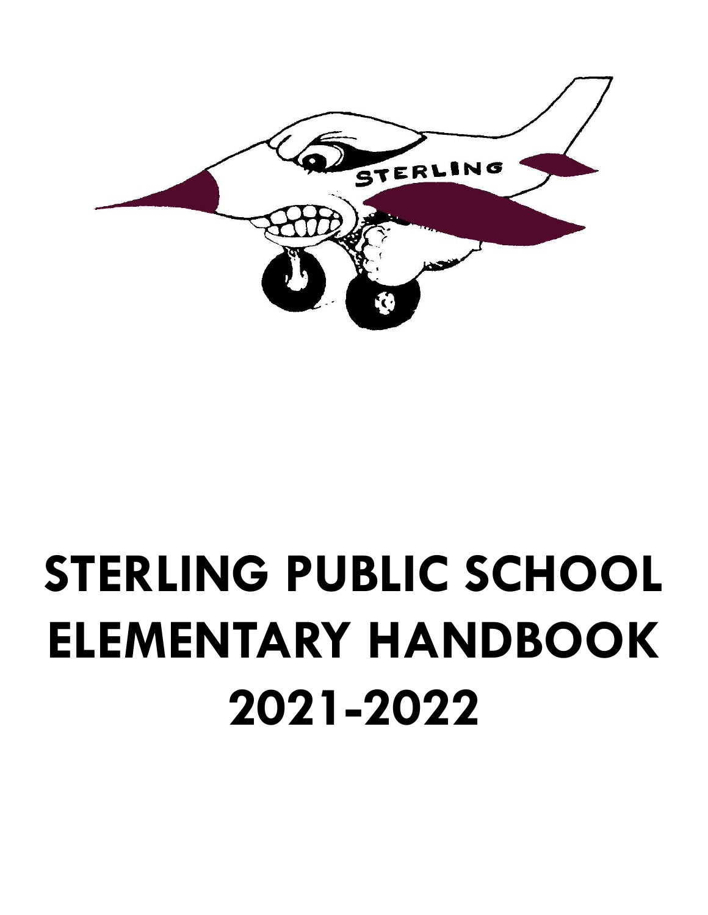# STERLING PUBLIC SCHOOL ELEMENTARY HANDBOOK 2021-2022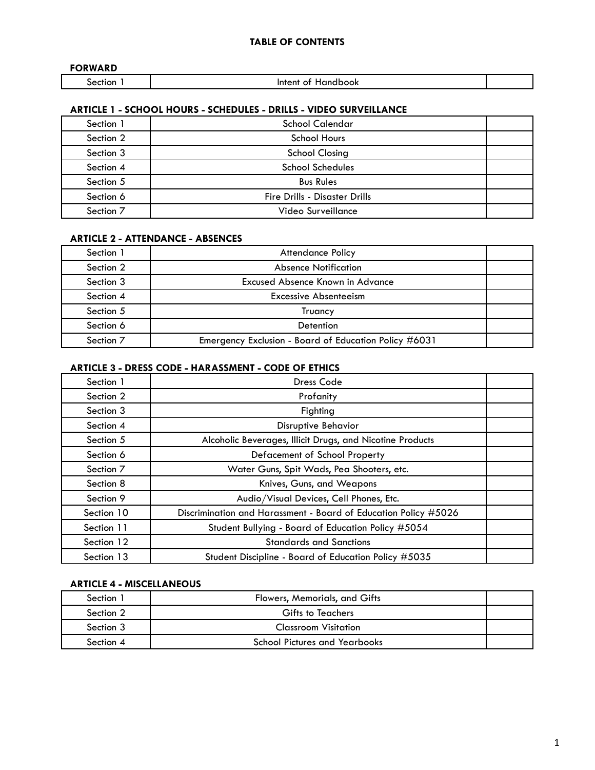## TABLE OF CONTENTS

### FORWARD

| | | |
|---|---|---|
| Section 1 | Intent of Handbook | |

### ARTICLE 1 - SCHOOL HOURS - SCHEDULES - DRILLS - VIDEO SURVEILLANCE

| | | |
|---|---|---|
| Section 1 | School Calendar | |
| Section 2 | School Hours | |
| Section 3 | School Closing | |
| Section 4 | School Schedules | |
| Section 5 | Bus Rules | |
| Section 6 | Fire Drills - Disaster Drills | |
| Section 7 | Video Surveillance | |

### ARTICLE 2 - ATTENDANCE - ABSENCES

| | | |
|---|---|---|
| Section 1 | Attendance Policy | |
| Section 2 | Absence Notification | |
| Section 3 | Excused Absence Known in Advance | |
| Section 4 | Excessive Absenteeism | |
| Section 5 | Truancy | |
| Section 6 | Detention | |
| Section 7 | Emergency Exclusion - Board of Education Policy #6031 | |

### ARTICLE 3 - DRESS CODE - HARASSMENT - CODE OF ETHICS

| | | |
|---|---|---|
| Section 1 | Dress Code | |
| Section 2 | Profanity | |
| Section 3 | Fighting | |
| Section 4 | Disruptive Behavior | |
| Section 5 | Alcoholic Beverages, Illicit Drugs, and Nicotine Products | |
| Section 6 | Defacement of School Property | |
| Section 7 | Water Guns, Spit Wads, Pea Shooters, etc. | |
| Section 8 | Knives, Guns, and Weapons | |
| Section 9 | Audio/Visual Devices, Cell Phones, Etc. | |
| Section 10 | Discrimination and Harassment - Board of Education Policy #5026 | |
| Section 11 | Student Bullying - Board of Education Policy #5054 | |
| Section 12 | Standards and Sanctions | |
| Section 13 | Student Discipline - Board of Education Policy #5035 | |

### ARTICLE 4 - MISCELLANEOUS

| | | |
|---|---|---|
| Section 1 | Flowers, Memorials, and Gifts | |
| Section 2 | Gifts to Teachers | |
| Section 3 | Classroom Visitation | |
| Section 4 | School Pictures and Yearbooks | |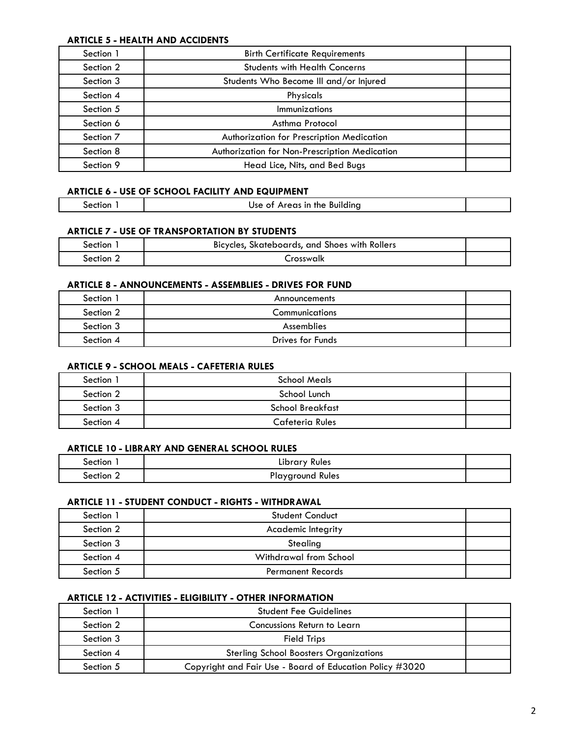#### ARTICLE 5 - HEALTH AND ACCIDENTS

| | | |
|---|---|---|
| Section 1 | Birth Certificate Requirements | |
| Section 2 | Students with Health Concerns | |
| Section 3 | Students Who Become Ill and/or Injured | |
| Section 4 | Physicals | |
| Section 5 | Immunizations | |
| Section 6 | Asthma Protocol | |
| Section 7 | Authorization for Prescription Medication | |
| Section 8 | Authorization for Non-Prescription Medication | |
| Section 9 | Head Lice, Nits, and Bed Bugs | |

#### ARTICLE 6 - USE OF SCHOOL FACILITY AND EQUIPMENT

| | | |
|---|---|---|
| Section 1 | Use of Areas in the Building | |

#### ARTICLE 7 - USE OF TRANSPORTATION BY STUDENTS

| | | |
|---|---|---|
| Section 1 | Bicycles, Skateboards, and Shoes with Rollers | |
| Section 2 | Crosswalk | |

#### ARTICLE 8 - ANNOUNCEMENTS - ASSEMBLIES - DRIVES FOR FUND

| | | |
|---|---|---|
| Section 1 | Announcements | |
| Section 2 | Communications | |
| Section 3 | Assemblies | |
| Section 4 | Drives for Funds | |

#### ARTICLE 9 - SCHOOL MEALS - CAFETERIA RULES

| | | |
|---|---|---|
| Section 1 | School Meals | |
| Section 2 | School Lunch | |
| Section 3 | School Breakfast | |
| Section 4 | Cafeteria Rules | |

#### ARTICLE 10 - LIBRARY AND GENERAL SCHOOL RULES

| | | |
|---|---|---|
| Section 1 | Library Rules | |
| Section 2 | Playground Rules | |

#### ARTICLE 11 - STUDENT CONDUCT - RIGHTS - WITHDRAWAL

| | | |
|---|---|---|
| Section 1 | Student Conduct | |
| Section 2 | Academic Integrity | |
| Section 3 | Stealing | |
| Section 4 | Withdrawal from School | |
| Section 5 | Permanent Records | |

#### ARTICLE 12 - ACTIVITIES - ELIGIBILITY - OTHER INFORMATION

| | | |
|---|---|---|
| Section 1 | Student Fee Guidelines | |
| Section 2 | Concussions Return to Learn | |
| Section 3 | Field Trips | |
| Section 4 | Sterling School Boosters Organizations | |
| Section 5 | Copyright and Fair Use - Board of Education Policy #3020 | |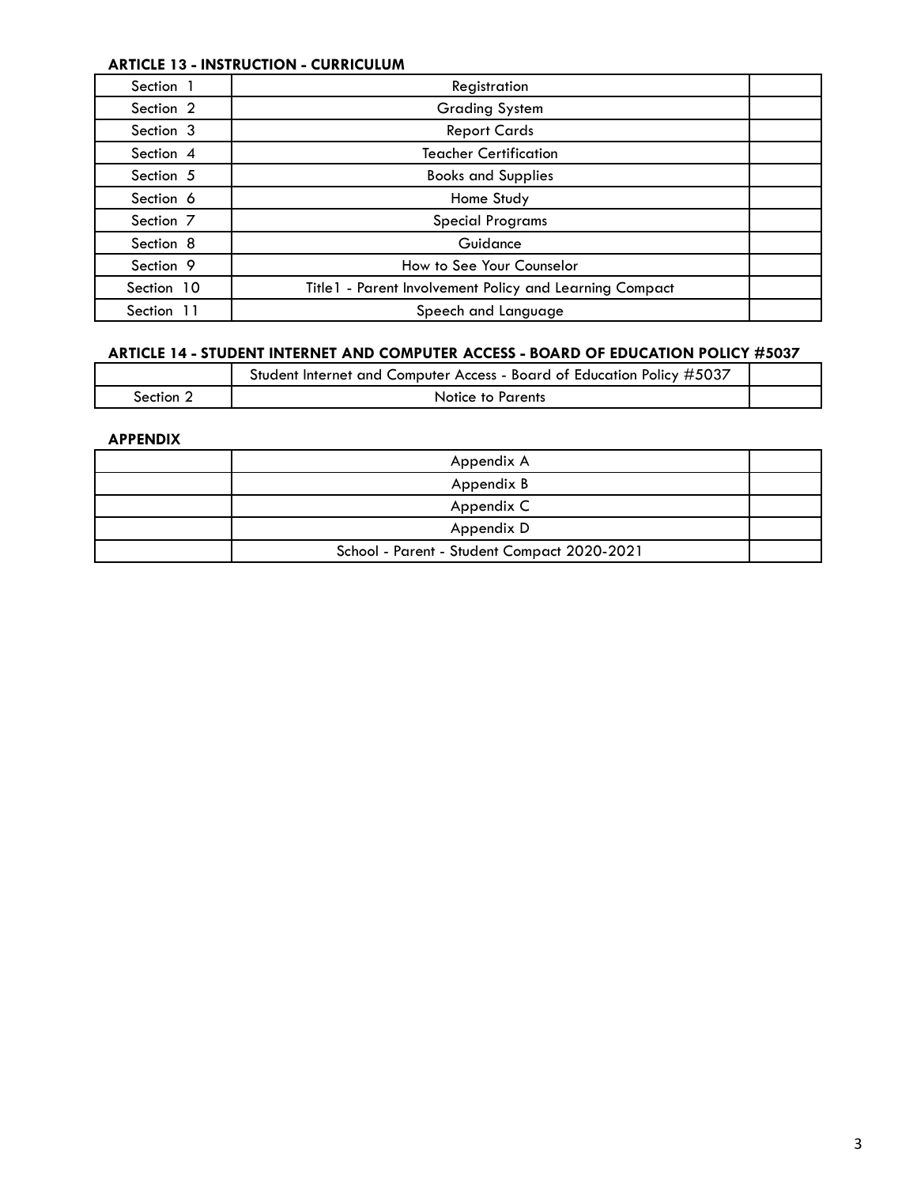**ARTICLE 13 - INSTRUCTION - CURRICULUM**

| | | |
|---|---|---|
| Section 1 | Registration | |
| Section 2 | Grading System | |
| Section 3 | Report Cards | |
| Section 4 | Teacher Certification | |
| Section 5 | Books and Supplies | |
| Section 6 | Home Study | |
| Section 7 | Special Programs | |
| Section 8 | Guidance | |
| Section 9 | How to See Your Counselor | |
| Section 10 | Title1 - Parent Involvement Policy and Learning Compact | |
| Section 11 | Speech and Language | |

**ARTICLE 14 - STUDENT INTERNET AND COMPUTER ACCESS - BOARD OF EDUCATION POLICY #5037**

| | | |
|---|---|---|
| | Student Internet and Computer Access - Board of Education Policy #5037 | |
| Section 2 | Notice to Parents | |

**APPENDIX**

| | | |
|---|---|---|
| | Appendix A | |
| | Appendix B | |
| | Appendix C | |
| | Appendix D | |
| | School - Parent - Student Compact 2020-2021 | |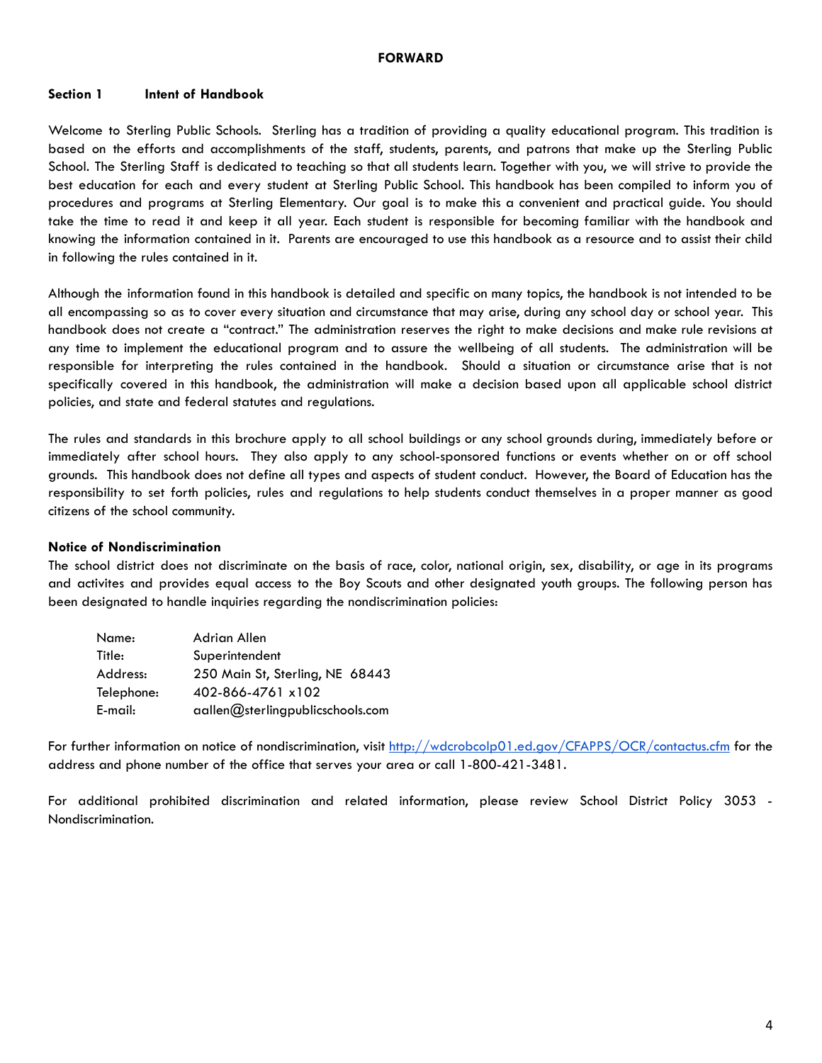# FORWARD

## Section 1 Intent of Handbook

Welcome to Sterling Public Schools. Sterling has a tradition of providing a quality educational program. This tradition is based on the efforts and accomplishments of the staff, students, parents, and patrons that make up the Sterling Public School. The Sterling Staff is dedicated to teaching so that all students learn. Together with you, we will strive to provide the best education for each and every student at Sterling Public School. This handbook has been compiled to inform you of procedures and programs at Sterling Elementary. Our goal is to make this a convenient and practical guide. You should take the time to read it and keep it all year. Each student is responsible for becoming familiar with the handbook and knowing the information contained in it. Parents are encouraged to use this handbook as a resource and to assist their child in following the rules contained in it.

Although the information found in this handbook is detailed and specific on many topics, the handbook is not intended to be all encompassing so as to cover every situation and circumstance that may arise, during any school day or school year. This handbook does not create a "contract." The administration reserves the right to make decisions and make rule revisions at any time to implement the educational program and to assure the wellbeing of all students. The administration will be responsible for interpreting the rules contained in the handbook. Should a situation or circumstance arise that is not specifically covered in this handbook, the administration will make a decision based upon all applicable school district policies, and state and federal statutes and regulations.

The rules and standards in this brochure apply to all school buildings or any school grounds during, immediately before or immediately after school hours. They also apply to any school-sponsored functions or events whether on or off school grounds. This handbook does not define all types and aspects of student conduct. However, the Board of Education has the responsibility to set forth policies, rules and regulations to help students conduct themselves in a proper manner as good citizens of the school community.

**Notice of Nondiscrimination**

The school district does not discriminate on the basis of race, color, national origin, sex, disability, or age in its programs and activites and provides equal access to the Boy Scouts and other designated youth groups. The following person has been designated to handle inquiries regarding the nondiscrimination policies:

| | |
|---|---|
| Name: | Adrian Allen |
| Title: | Superintendent |
| Address: | 250 Main St, Sterling, NE 68443 |
| Telephone: | 402-866-4761 x102 |
| E-mail: | aallen@sterlingpublicschools.com |

For further information on notice of nondiscrimination, visit http://wdcrobcolp01.ed.gov/CFAPPS/OCR/contactus.cfm for the address and phone number of the office that serves your area or call 1-800-421-3481.

For additional prohibited discrimination and related information, please review School District Policy 3053 - Nondiscrimination.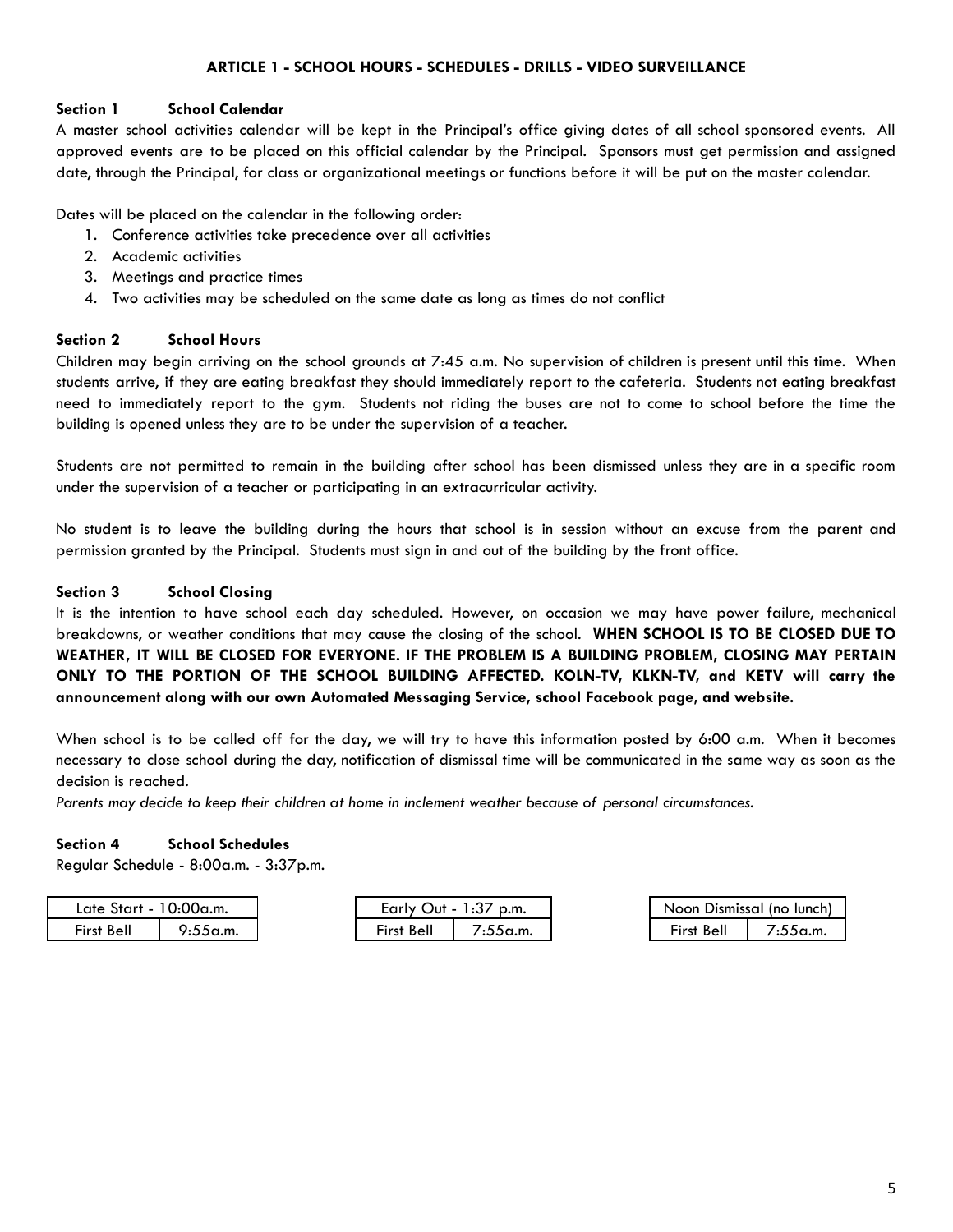## ARTICLE 1 - SCHOOL HOURS - SCHEDULES - DRILLS - VIDEO SURVEILLANCE

### Section 1 School Calendar

A master school activities calendar will be kept in the Principal's office giving dates of all school sponsored events. All approved events are to be placed on this official calendar by the Principal. Sponsors must get permission and assigned date, through the Principal, for class or organizational meetings or functions before it will be put on the master calendar.

Dates will be placed on the calendar in the following order:

1. Conference activities take precedence over all activities
2. Academic activities
3. Meetings and practice times
4. Two activities may be scheduled on the same date as long as times do not conflict

### Section 2 School Hours

Children may begin arriving on the school grounds at 7:45 a.m. No supervision of children is present until this time. When students arrive, if they are eating breakfast they should immediately report to the cafeteria. Students not eating breakfast need to immediately report to the gym. Students not riding the buses are not to come to school before the time the building is opened unless they are to be under the supervision of a teacher.

Students are not permitted to remain in the building after school has been dismissed unless they are in a specific room under the supervision of a teacher or participating in an extracurricular activity.

No student is to leave the building during the hours that school is in session without an excuse from the parent and permission granted by the Principal. Students must sign in and out of the building by the front office.

### Section 3 School Closing

It is the intention to have school each day scheduled. However, on occasion we may have power failure, mechanical breakdowns, or weather conditions that may cause the closing of the school. **WHEN SCHOOL IS TO BE CLOSED DUE TO WEATHER, IT WILL BE CLOSED FOR EVERYONE. IF THE PROBLEM IS A BUILDING PROBLEM, CLOSING MAY PERTAIN ONLY TO THE PORTION OF THE SCHOOL BUILDING AFFECTED. KOLN-TV, KLKN-TV, and KETV will carry the announcement along with our own Automated Messaging Service, school Facebook page, and website.**

When school is to be called off for the day, we will try to have this information posted by 6:00 a.m. When it becomes necessary to close school during the day, notification of dismissal time will be communicated in the same way as soon as the decision is reached.

*Parents may decide to keep their children at home in inclement weather because of personal circumstances.*

### Section 4 School Schedules

Regular Schedule - 8:00a.m. - 3:37p.m.

| Late Start - 10:00a.m. | |
|---|---|
| First Bell | 9:55a.m. |

| Early Out - 1:37 p.m. | |
|---|---|
| First Bell | 7:55a.m. |

| Noon Dismissal (no lunch) | |
|---|---|
| First Bell | 7:55a.m. |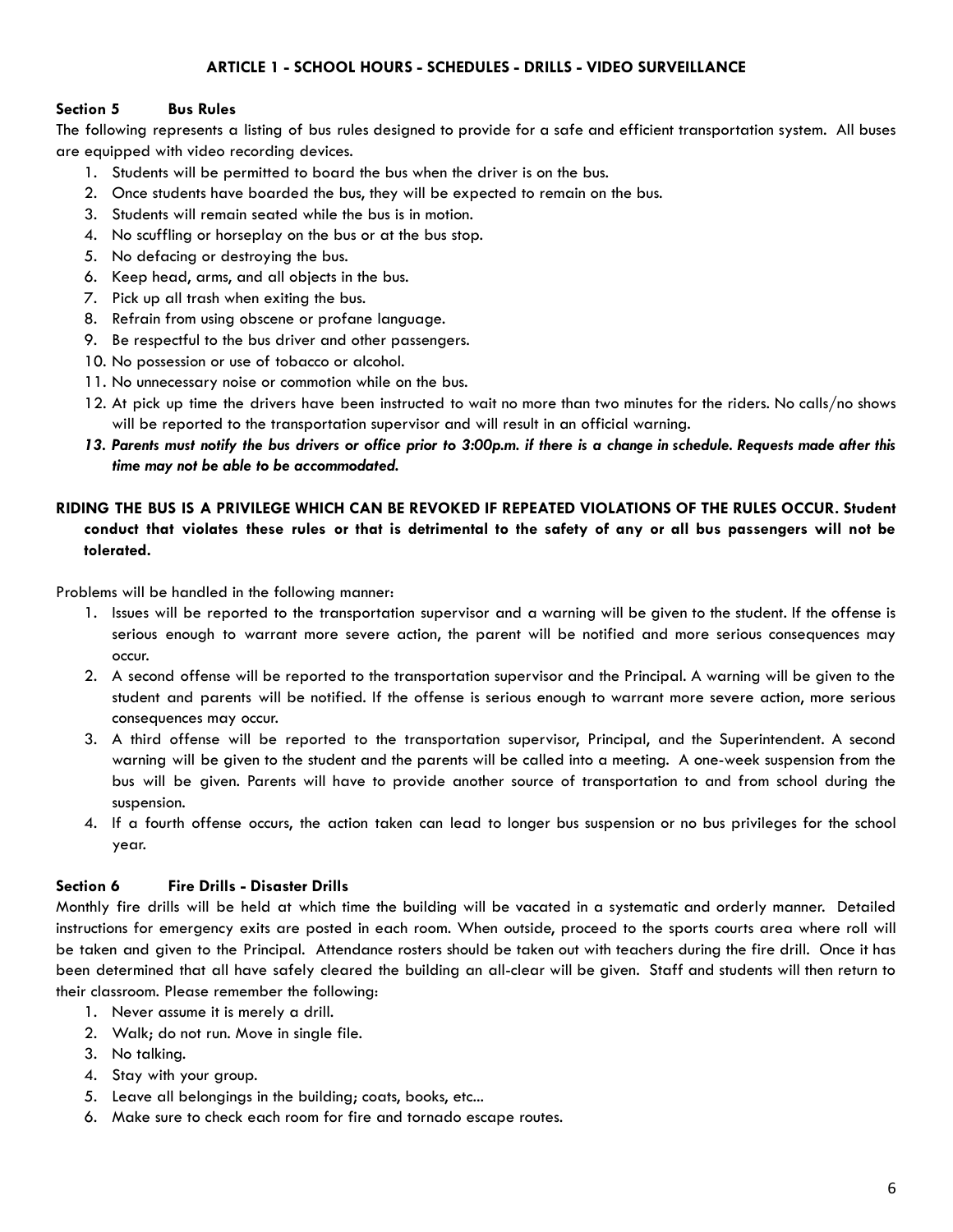## ARTICLE 1 - SCHOOL HOURS - SCHEDULES - DRILLS - VIDEO SURVEILLANCE

### Section 5 Bus Rules

The following represents a listing of bus rules designed to provide for a safe and efficient transportation system. All buses are equipped with video recording devices.

1. Students will be permitted to board the bus when the driver is on the bus.
2. Once students have boarded the bus, they will be expected to remain on the bus.
3. Students will remain seated while the bus is in motion.
4. No scuffling or horseplay on the bus or at the bus stop.
5. No defacing or destroying the bus.
6. Keep head, arms, and all objects in the bus.
7. Pick up all trash when exiting the bus.
8. Refrain from using obscene or profane language.
9. Be respectful to the bus driver and other passengers.
10. No possession or use of tobacco or alcohol.
11. No unnecessary noise or commotion while on the bus.
12. At pick up time the drivers have been instructed to wait no more than two minutes for the riders. No calls/no shows will be reported to the transportation supervisor and will result in an official warning.
13. ***Parents must notify the bus drivers or office prior to 3:00p.m. if there is a change in schedule. Requests made after this time may not be able to be accommodated.***

**RIDING THE BUS IS A PRIVILEGE WHICH CAN BE REVOKED IF REPEATED VIOLATIONS OF THE RULES OCCUR. Student conduct that violates these rules or that is detrimental to the safety of any or all bus passengers will not be tolerated.**

Problems will be handled in the following manner:

1. Issues will be reported to the transportation supervisor and a warning will be given to the student. If the offense is serious enough to warrant more severe action, the parent will be notified and more serious consequences may occur.
2. A second offense will be reported to the transportation supervisor and the Principal. A warning will be given to the student and parents will be notified. If the offense is serious enough to warrant more severe action, more serious consequences may occur.
3. A third offense will be reported to the transportation supervisor, Principal, and the Superintendent. A second warning will be given to the student and the parents will be called into a meeting. A one-week suspension from the bus will be given. Parents will have to provide another source of transportation to and from school during the suspension.
4. If a fourth offense occurs, the action taken can lead to longer bus suspension or no bus privileges for the school year.

### Section 6 Fire Drills - Disaster Drills

Monthly fire drills will be held at which time the building will be vacated in a systematic and orderly manner. Detailed instructions for emergency exits are posted in each room. When outside, proceed to the sports courts area where roll will be taken and given to the Principal. Attendance rosters should be taken out with teachers during the fire drill. Once it has been determined that all have safely cleared the building an all-clear will be given. Staff and students will then return to their classroom. Please remember the following:

1. Never assume it is merely a drill.
2. Walk; do not run. Move in single file.
3. No talking.
4. Stay with your group.
5. Leave all belongings in the building; coats, books, etc...
6. Make sure to check each room for fire and tornado escape routes.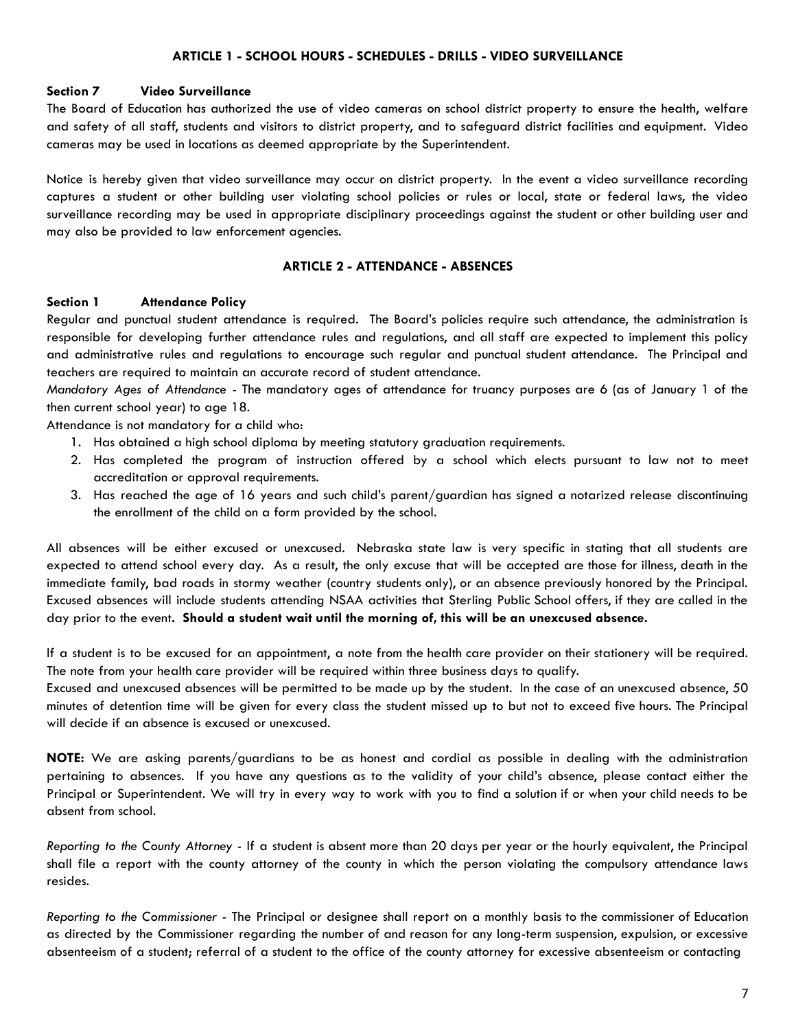## ARTICLE 1 - SCHOOL HOURS - SCHEDULES - DRILLS - VIDEO SURVEILLANCE

### Section 7 Video Surveillance

The Board of Education has authorized the use of video cameras on school district property to ensure the health, welfare and safety of all staff, students and visitors to district property, and to safeguard district facilities and equipment. Video cameras may be used in locations as deemed appropriate by the Superintendent.

Notice is hereby given that video surveillance may occur on district property. In the event a video surveillance recording captures a student or other building user violating school policies or rules or local, state or federal laws, the video surveillance recording may be used in appropriate disciplinary proceedings against the student or other building user and may also be provided to law enforcement agencies.

## ARTICLE 2 - ATTENDANCE - ABSENCES

### Section 1 Attendance Policy

Regular and punctual student attendance is required. The Board's policies require such attendance, the administration is responsible for developing further attendance rules and regulations, and all staff are expected to implement this policy and administrative rules and regulations to encourage such regular and punctual student attendance. The Principal and teachers are required to maintain an accurate record of student attendance.

*Mandatory Ages of Attendance* - The mandatory ages of attendance for truancy purposes are 6 (as of January 1 of the then current school year) to age 18.

Attendance is not mandatory for a child who:

1. Has obtained a high school diploma by meeting statutory graduation requirements.
2. Has completed the program of instruction offered by a school which elects pursuant to law not to meet accreditation or approval requirements.
3. Has reached the age of 16 years and such child's parent/guardian has signed a notarized release discontinuing the enrollment of the child on a form provided by the school.

All absences will be either excused or unexcused. Nebraska state law is very specific in stating that all students are expected to attend school every day. As a result, the only excuse that will be accepted are those for illness, death in the immediate family, bad roads in stormy weather (country students only), or an absence previously honored by the Principal. Excused absences will include students attending NSAA activities that Sterling Public School offers, if they are called in the day prior to the event. **Should a student wait until the morning of, this will be an unexcused absence.**

If a student is to be excused for an appointment, a note from the health care provider on their stationery will be required. The note from your health care provider will be required within three business days to qualify.

Excused and unexcused absences will be permitted to be made up by the student. In the case of an unexcused absence, 50 minutes of detention time will be given for every class the student missed up to but not to exceed five hours. The Principal will decide if an absence is excused or unexcused.

**NOTE:** We are asking parents/guardians to be as honest and cordial as possible in dealing with the administration pertaining to absences. If you have any questions as to the validity of your child's absence, please contact either the Principal or Superintendent. We will try in every way to work with you to find a solution if or when your child needs to be absent from school.

*Reporting to the County Attorney* - If a student is absent more than 20 days per year or the hourly equivalent, the Principal shall file a report with the county attorney of the county in which the person violating the compulsory attendance laws resides.

*Reporting to the Commissioner* - The Principal or designee shall report on a monthly basis to the commissioner of Education as directed by the Commissioner regarding the number of and reason for any long-term suspension, expulsion, or excessive absenteeism of a student; referral of a student to the office of the county attorney for excessive absenteeism or contacting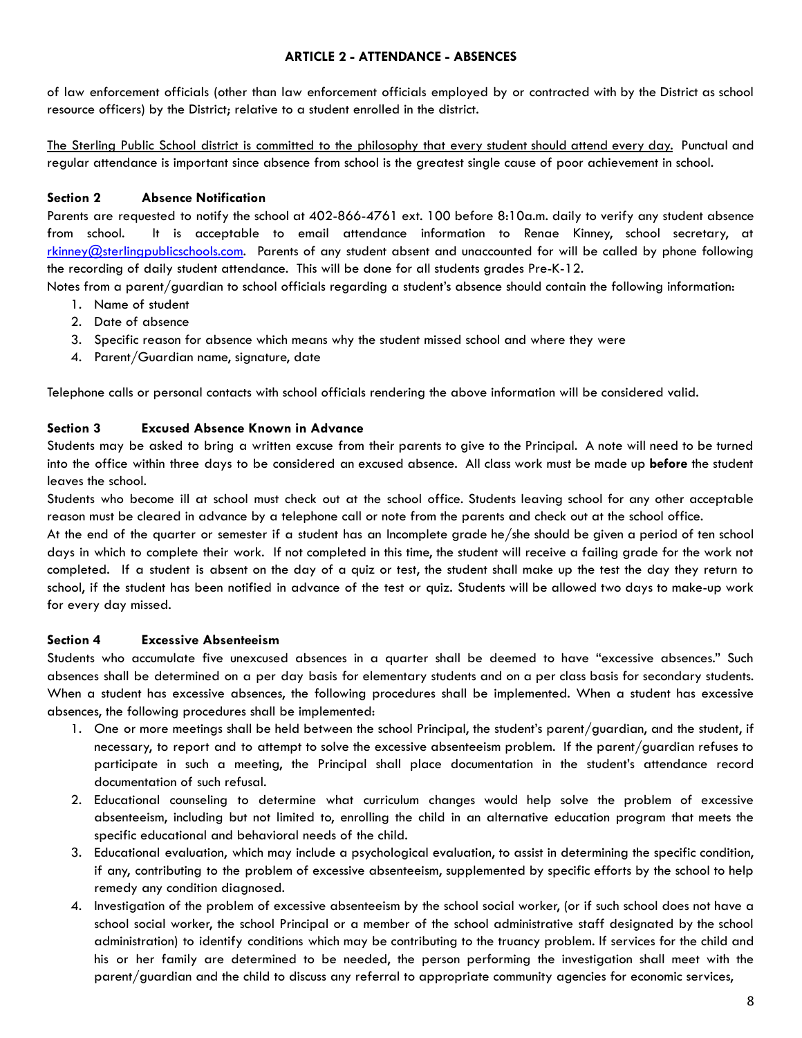of law enforcement officials (other than law enforcement officials employed by or contracted with by the District as school resource officers) by the District; relative to a student enrolled in the district.

The Sterling Public School district is committed to the philosophy that every student should attend every day. Punctual and regular attendance is important since absence from school is the greatest single cause of poor achievement in school.

### Section 2 Absence Notification

Parents are requested to notify the school at 402-866-4761 ext. 100 before 8:10a.m. daily to verify any student absence from school. It is acceptable to email attendance information to Renae Kinney, school secretary, at rkinney@sterlingpublicschools.com. Parents of any student absent and unaccounted for will be called by phone following the recording of daily student attendance. This will be done for all students grades Pre-K-12.

Notes from a parent/guardian to school officials regarding a student's absence should contain the following information:

1. Name of student
2. Date of absence
3. Specific reason for absence which means why the student missed school and where they were
4. Parent/Guardian name, signature, date

Telephone calls or personal contacts with school officials rendering the above information will be considered valid.

### Section 3 Excused Absence Known in Advance

Students may be asked to bring a written excuse from their parents to give to the Principal. A note will need to be turned into the office within three days to be considered an excused absence. All class work must be made up **before** the student leaves the school.

Students who become ill at school must check out at the school office. Students leaving school for any other acceptable reason must be cleared in advance by a telephone call or note from the parents and check out at the school office.

At the end of the quarter or semester if a student has an Incomplete grade he/she should be given a period of ten school days in which to complete their work. If not completed in this time, the student will receive a failing grade for the work not completed. If a student is absent on the day of a quiz or test, the student shall make up the test the day they return to school, if the student has been notified in advance of the test or quiz. Students will be allowed two days to make-up work for every day missed.

### Section 4 Excessive Absenteeism

Students who accumulate five unexcused absences in a quarter shall be deemed to have "excessive absences." Such absences shall be determined on a per day basis for elementary students and on a per class basis for secondary students. When a student has excessive absences, the following procedures shall be implemented. When a student has excessive absences, the following procedures shall be implemented:

1. One or more meetings shall be held between the school Principal, the student's parent/guardian, and the student, if necessary, to report and to attempt to solve the excessive absenteeism problem. If the parent/guardian refuses to participate in such a meeting, the Principal shall place documentation in the student's attendance record documentation of such refusal.
2. Educational counseling to determine what curriculum changes would help solve the problem of excessive absenteeism, including but not limited to, enrolling the child in an alternative education program that meets the specific educational and behavioral needs of the child.
3. Educational evaluation, which may include a psychological evaluation, to assist in determining the specific condition, if any, contributing to the problem of excessive absenteeism, supplemented by specific efforts by the school to help remedy any condition diagnosed.
4. Investigation of the problem of excessive absenteeism by the school social worker, (or if such school does not have a school social worker, the school Principal or a member of the school administrative staff designated by the school administration) to identify conditions which may be contributing to the truancy problem. If services for the child and his or her family are determined to be needed, the person performing the investigation shall meet with the parent/guardian and the child to discuss any referral to appropriate community agencies for economic services,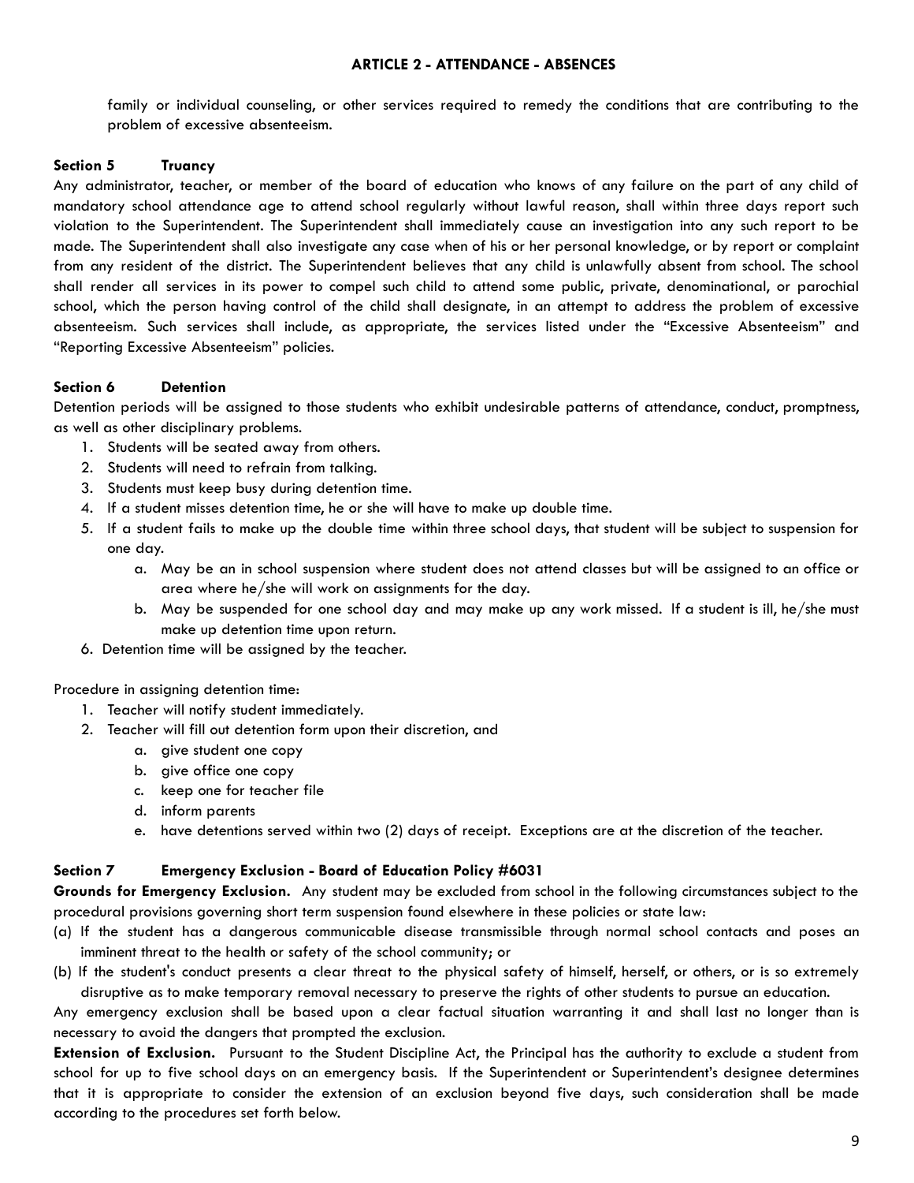family or individual counseling, or other services required to remedy the conditions that are contributing to the problem of excessive absenteeism.

### Section 5 Truancy

Any administrator, teacher, or member of the board of education who knows of any failure on the part of any child of mandatory school attendance age to attend school regularly without lawful reason, shall within three days report such violation to the Superintendent. The Superintendent shall immediately cause an investigation into any such report to be made. The Superintendent shall also investigate any case when of his or her personal knowledge, or by report or complaint from any resident of the district. The Superintendent believes that any child is unlawfully absent from school. The school shall render all services in its power to compel such child to attend some public, private, denominational, or parochial school, which the person having control of the child shall designate, in an attempt to address the problem of excessive absenteeism. Such services shall include, as appropriate, the services listed under the "Excessive Absenteeism" and "Reporting Excessive Absenteeism" policies.

### Section 6 Detention

Detention periods will be assigned to those students who exhibit undesirable patterns of attendance, conduct, promptness, as well as other disciplinary problems.

1. Students will be seated away from others.
2. Students will need to refrain from talking.
3. Students must keep busy during detention time.
4. If a student misses detention time, he or she will have to make up double time.
5. If a student fails to make up the double time within three school days, that student will be subject to suspension for one day.
   a. May be an in school suspension where student does not attend classes but will be assigned to an office or area where he/she will work on assignments for the day.
   b. May be suspended for one school day and may make up any work missed. If a student is ill, he/she must make up detention time upon return.
6. Detention time will be assigned by the teacher.

Procedure in assigning detention time:

1. Teacher will notify student immediately.
2. Teacher will fill out detention form upon their discretion, and
   a. give student one copy
   b. give office one copy
   c. keep one for teacher file
   d. inform parents
   e. have detentions served within two (2) days of receipt. Exceptions are at the discretion of the teacher.

### Section 7 Emergency Exclusion - Board of Education Policy #6031

**Grounds for Emergency Exclusion.** Any student may be excluded from school in the following circumstances subject to the procedural provisions governing short term suspension found elsewhere in these policies or state law:

(a) If the student has a dangerous communicable disease transmissible through normal school contacts and poses an imminent threat to the health or safety of the school community; or

(b) If the student's conduct presents a clear threat to the physical safety of himself, herself, or others, or is so extremely disruptive as to make temporary removal necessary to preserve the rights of other students to pursue an education.

Any emergency exclusion shall be based upon a clear factual situation warranting it and shall last no longer than is necessary to avoid the dangers that prompted the exclusion.

**Extension of Exclusion.** Pursuant to the Student Discipline Act, the Principal has the authority to exclude a student from school for up to five school days on an emergency basis. If the Superintendent or Superintendent's designee determines that it is appropriate to consider the extension of an exclusion beyond five days, such consideration shall be made according to the procedures set forth below.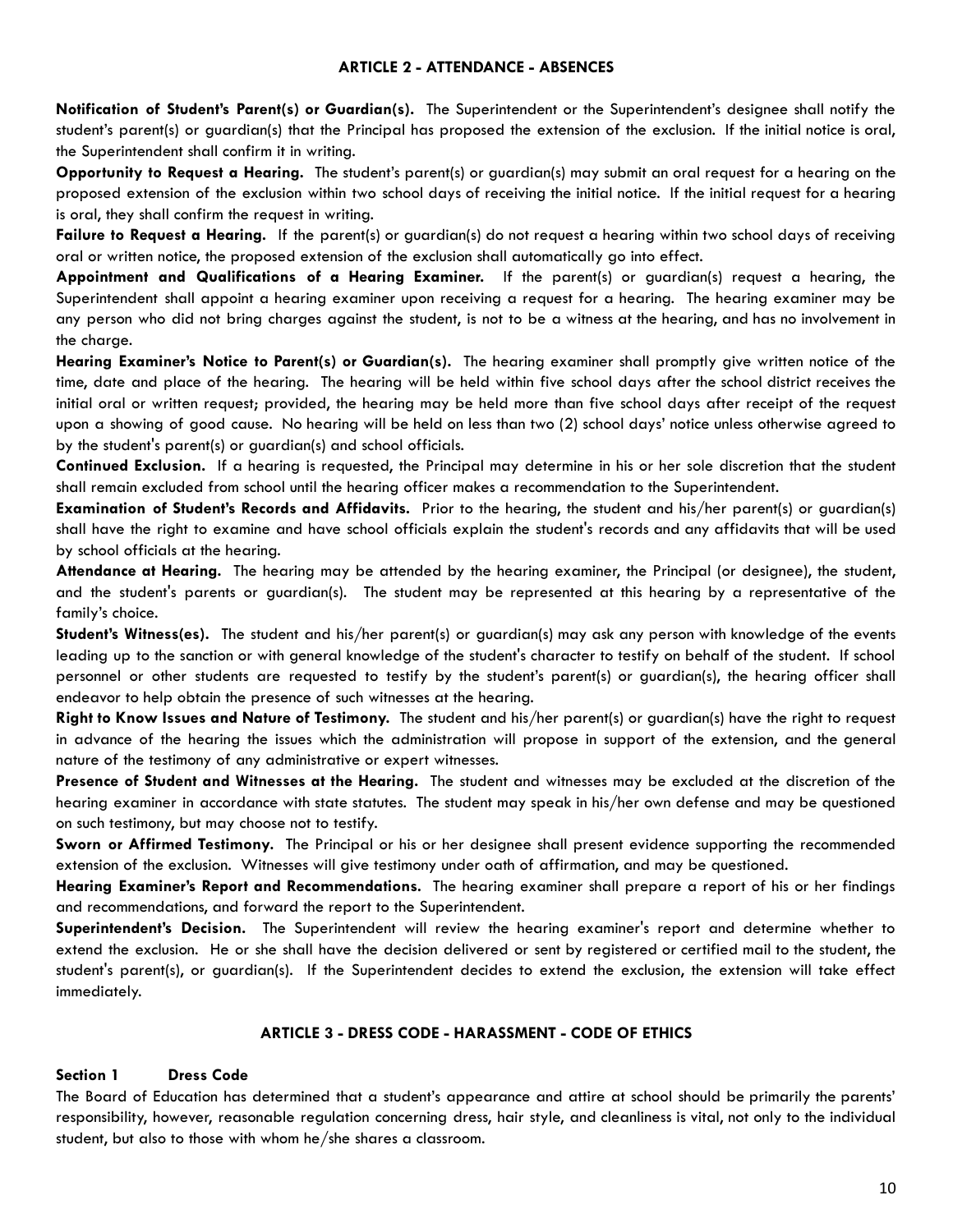## ARTICLE 2 - ATTENDANCE - ABSENCES

**Notification of Student's Parent(s) or Guardian(s).** The Superintendent or the Superintendent's designee shall notify the student's parent(s) or guardian(s) that the Principal has proposed the extension of the exclusion. If the initial notice is oral, the Superintendent shall confirm it in writing.

**Opportunity to Request a Hearing.** The student's parent(s) or guardian(s) may submit an oral request for a hearing on the proposed extension of the exclusion within two school days of receiving the initial notice. If the initial request for a hearing is oral, they shall confirm the request in writing.

**Failure to Request a Hearing.** If the parent(s) or guardian(s) do not request a hearing within two school days of receiving oral or written notice, the proposed extension of the exclusion shall automatically go into effect.

**Appointment and Qualifications of a Hearing Examiner.** If the parent(s) or guardian(s) request a hearing, the Superintendent shall appoint a hearing examiner upon receiving a request for a hearing. The hearing examiner may be any person who did not bring charges against the student, is not to be a witness at the hearing, and has no involvement in the charge.

**Hearing Examiner's Notice to Parent(s) or Guardian(s).** The hearing examiner shall promptly give written notice of the time, date and place of the hearing. The hearing will be held within five school days after the school district receives the initial oral or written request; provided, the hearing may be held more than five school days after receipt of the request upon a showing of good cause. No hearing will be held on less than two (2) school days' notice unless otherwise agreed to by the student's parent(s) or guardian(s) and school officials.

**Continued Exclusion.** If a hearing is requested, the Principal may determine in his or her sole discretion that the student shall remain excluded from school until the hearing officer makes a recommendation to the Superintendent.

**Examination of Student's Records and Affidavits.** Prior to the hearing, the student and his/her parent(s) or guardian(s) shall have the right to examine and have school officials explain the student's records and any affidavits that will be used by school officials at the hearing.

**Attendance at Hearing.** The hearing may be attended by the hearing examiner, the Principal (or designee), the student, and the student's parents or guardian(s). The student may be represented at this hearing by a representative of the family's choice.

**Student's Witness(es).** The student and his/her parent(s) or guardian(s) may ask any person with knowledge of the events leading up to the sanction or with general knowledge of the student's character to testify on behalf of the student. If school personnel or other students are requested to testify by the student's parent(s) or guardian(s), the hearing officer shall endeavor to help obtain the presence of such witnesses at the hearing.

**Right to Know Issues and Nature of Testimony.** The student and his/her parent(s) or guardian(s) have the right to request in advance of the hearing the issues which the administration will propose in support of the extension, and the general nature of the testimony of any administrative or expert witnesses.

**Presence of Student and Witnesses at the Hearing.** The student and witnesses may be excluded at the discretion of the hearing examiner in accordance with state statutes. The student may speak in his/her own defense and may be questioned on such testimony, but may choose not to testify.

**Sworn or Affirmed Testimony.** The Principal or his or her designee shall present evidence supporting the recommended extension of the exclusion. Witnesses will give testimony under oath of affirmation, and may be questioned.

**Hearing Examiner's Report and Recommendations.** The hearing examiner shall prepare a report of his or her findings and recommendations, and forward the report to the Superintendent.

**Superintendent's Decision.** The Superintendent will review the hearing examiner's report and determine whether to extend the exclusion. He or she shall have the decision delivered or sent by registered or certified mail to the student, the student's parent(s), or guardian(s). If the Superintendent decides to extend the exclusion, the extension will take effect immediately.

## ARTICLE 3 - DRESS CODE - HARASSMENT - CODE OF ETHICS

### Section 1 Dress Code

The Board of Education has determined that a student's appearance and attire at school should be primarily the parents' responsibility, however, reasonable regulation concerning dress, hair style, and cleanliness is vital, not only to the individual student, but also to those with whom he/she shares a classroom.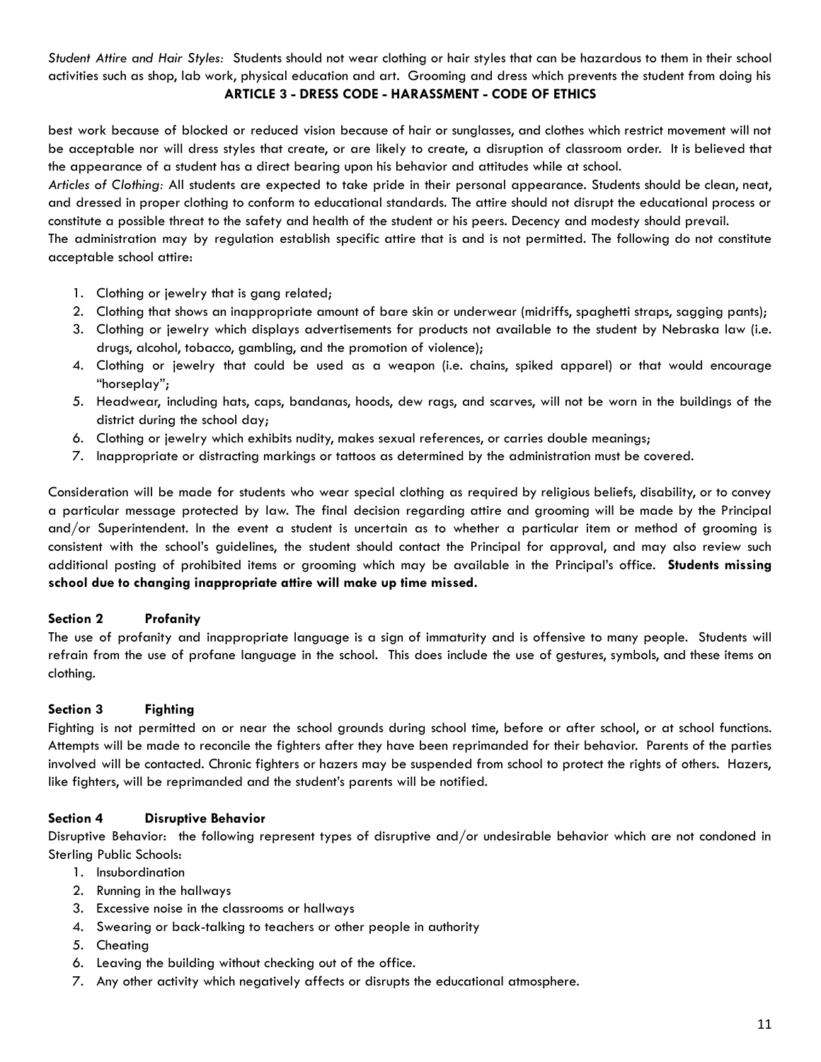*Student Attire and Hair Styles:* Students should not wear clothing or hair styles that can be hazardous to them in their school activities such as shop, lab work, physical education and art. Grooming and dress which prevents the student from doing his

## ARTICLE 3 - DRESS CODE - HARASSMENT - CODE OF ETHICS

best work because of blocked or reduced vision because of hair or sunglasses, and clothes which restrict movement will not be acceptable nor will dress styles that create, or are likely to create, a disruption of classroom order. It is believed that the appearance of a student has a direct bearing upon his behavior and attitudes while at school.

*Articles of Clothing:* All students are expected to take pride in their personal appearance. Students should be clean, neat, and dressed in proper clothing to conform to educational standards. The attire should not disrupt the educational process or constitute a possible threat to the safety and health of the student or his peers. Decency and modesty should prevail.

The administration may by regulation establish specific attire that is and is not permitted. The following do not constitute acceptable school attire:

1. Clothing or jewelry that is gang related;
2. Clothing that shows an inappropriate amount of bare skin or underwear (midriffs, spaghetti straps, sagging pants);
3. Clothing or jewelry which displays advertisements for products not available to the student by Nebraska law (i.e. drugs, alcohol, tobacco, gambling, and the promotion of violence);
4. Clothing or jewelry that could be used as a weapon (i.e. chains, spiked apparel) or that would encourage "horseplay";
5. Headwear, including hats, caps, bandanas, hoods, dew rags, and scarves, will not be worn in the buildings of the district during the school day;
6. Clothing or jewelry which exhibits nudity, makes sexual references, or carries double meanings;
7. Inappropriate or distracting markings or tattoos as determined by the administration must be covered.

Consideration will be made for students who wear special clothing as required by religious beliefs, disability, or to convey a particular message protected by law. The final decision regarding attire and grooming will be made by the Principal and/or Superintendent. In the event a student is uncertain as to whether a particular item or method of grooming is consistent with the school's guidelines, the student should contact the Principal for approval, and may also review such additional posting of prohibited items or grooming which may be available in the Principal's office. **Students missing school due to changing inappropriate attire will make up time missed.**

### Section 2 Profanity

The use of profanity and inappropriate language is a sign of immaturity and is offensive to many people. Students will refrain from the use of profane language in the school. This does include the use of gestures, symbols, and these items on clothing.

### Section 3 Fighting

Fighting is not permitted on or near the school grounds during school time, before or after school, or at school functions. Attempts will be made to reconcile the fighters after they have been reprimanded for their behavior. Parents of the parties involved will be contacted. Chronic fighters or hazers may be suspended from school to protect the rights of others. Hazers, like fighters, will be reprimanded and the student's parents will be notified.

### Section 4 Disruptive Behavior

Disruptive Behavior: the following represent types of disruptive and/or undesirable behavior which are not condoned in Sterling Public Schools:

1. Insubordination
2. Running in the hallways
3. Excessive noise in the classrooms or hallways
4. Swearing or back-talking to teachers or other people in authority
5. Cheating
6. Leaving the building without checking out of the office.
7. Any other activity which negatively affects or disrupts the educational atmosphere.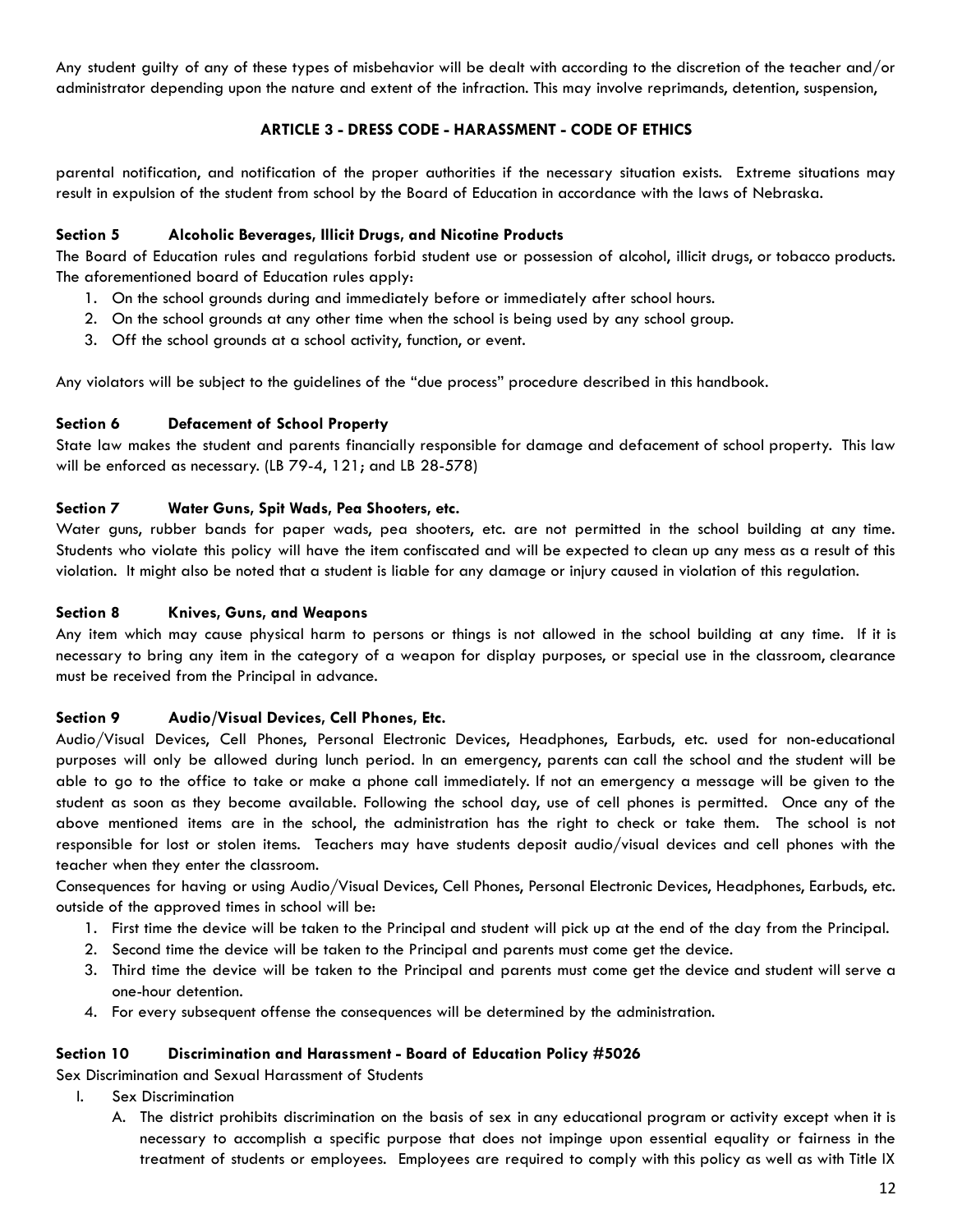Any student guilty of any of these types of misbehavior will be dealt with according to the discretion of the teacher and/or administrator depending upon the nature and extent of the infraction. This may involve reprimands, detention, suspension,

## ARTICLE 3 - DRESS CODE - HARASSMENT - CODE OF ETHICS

parental notification, and notification of the proper authorities if the necessary situation exists. Extreme situations may result in expulsion of the student from school by the Board of Education in accordance with the laws of Nebraska.

### Section 5 Alcoholic Beverages, Illicit Drugs, and Nicotine Products

The Board of Education rules and regulations forbid student use or possession of alcohol, illicit drugs, or tobacco products. The aforementioned board of Education rules apply:

1. On the school grounds during and immediately before or immediately after school hours.
2. On the school grounds at any other time when the school is being used by any school group.
3. Off the school grounds at a school activity, function, or event.

Any violators will be subject to the guidelines of the "due process" procedure described in this handbook.

### Section 6 Defacement of School Property

State law makes the student and parents financially responsible for damage and defacement of school property. This law will be enforced as necessary. (LB 79-4, 121; and LB 28-578)

### Section 7 Water Guns, Spit Wads, Pea Shooters, etc.

Water guns, rubber bands for paper wads, pea shooters, etc. are not permitted in the school building at any time. Students who violate this policy will have the item confiscated and will be expected to clean up any mess as a result of this violation. It might also be noted that a student is liable for any damage or injury caused in violation of this regulation.

### Section 8 Knives, Guns, and Weapons

Any item which may cause physical harm to persons or things is not allowed in the school building at any time. If it is necessary to bring any item in the category of a weapon for display purposes, or special use in the classroom, clearance must be received from the Principal in advance.

### Section 9 Audio/Visual Devices, Cell Phones, Etc.

Audio/Visual Devices, Cell Phones, Personal Electronic Devices, Headphones, Earbuds, etc. used for non-educational purposes will only be allowed during lunch period. In an emergency, parents can call the school and the student will be able to go to the office to take or make a phone call immediately. If not an emergency a message will be given to the student as soon as they become available. Following the school day, use of cell phones is permitted. Once any of the above mentioned items are in the school, the administration has the right to check or take them. The school is not responsible for lost or stolen items. Teachers may have students deposit audio/visual devices and cell phones with the teacher when they enter the classroom.

Consequences for having or using Audio/Visual Devices, Cell Phones, Personal Electronic Devices, Headphones, Earbuds, etc. outside of the approved times in school will be:

1. First time the device will be taken to the Principal and student will pick up at the end of the day from the Principal.
2. Second time the device will be taken to the Principal and parents must come get the device.
3. Third time the device will be taken to the Principal and parents must come get the device and student will serve a one-hour detention.
4. For every subsequent offense the consequences will be determined by the administration.

### Section 10 Discrimination and Harassment - Board of Education Policy #5026

Sex Discrimination and Sexual Harassment of Students

I. Sex Discrimination
   A. The district prohibits discrimination on the basis of sex in any educational program or activity except when it is necessary to accomplish a specific purpose that does not impinge upon essential equality or fairness in the treatment of students or employees. Employees are required to comply with this policy as well as with Title IX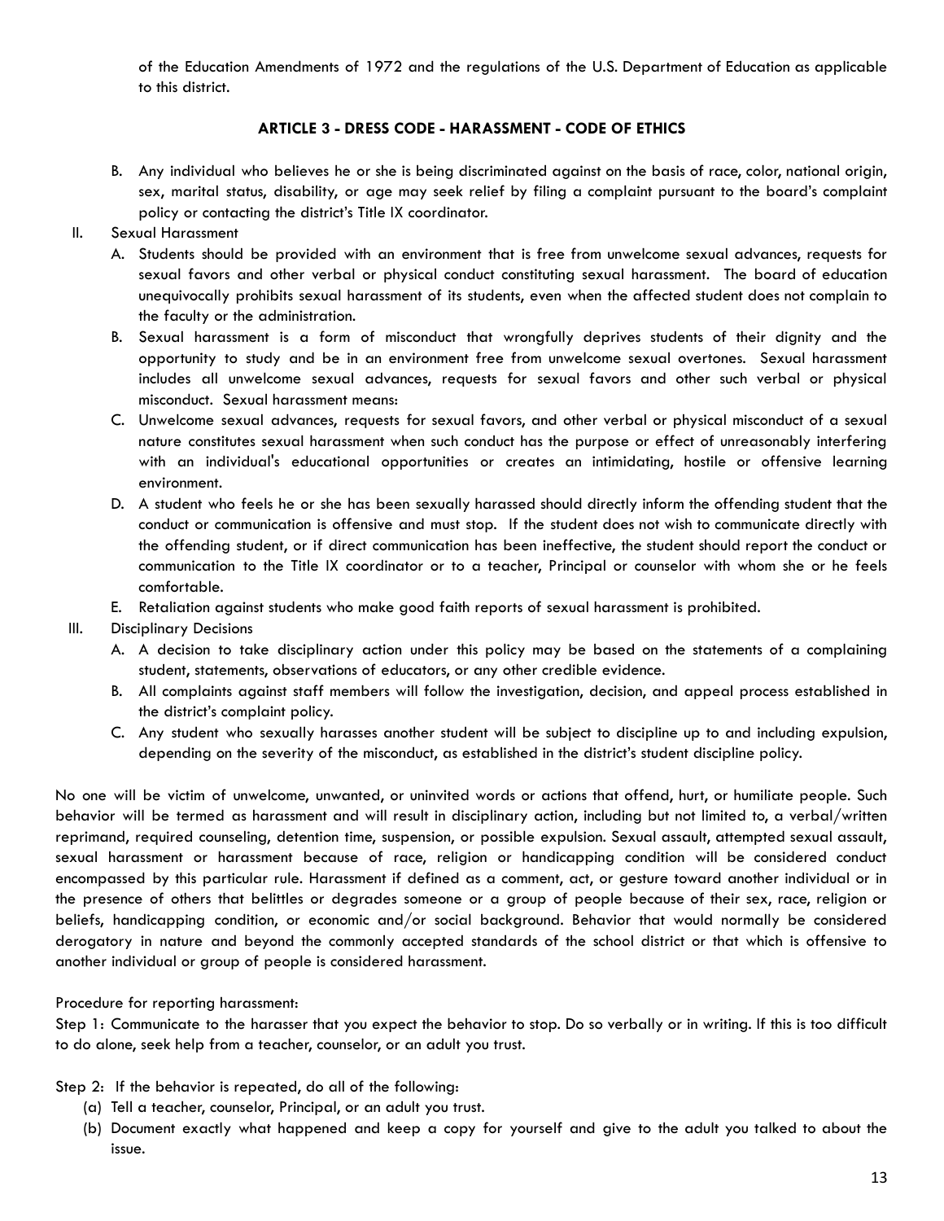of the Education Amendments of 1972 and the regulations of the U.S. Department of Education as applicable to this district.

## ARTICLE 3 - DRESS CODE - HARASSMENT - CODE OF ETHICS

B. Any individual who believes he or she is being discriminated against on the basis of race, color, national origin, sex, marital status, disability, or age may seek relief by filing a complaint pursuant to the board's complaint policy or contacting the district's Title IX coordinator.

II. Sexual Harassment

A. Students should be provided with an environment that is free from unwelcome sexual advances, requests for sexual favors and other verbal or physical conduct constituting sexual harassment. The board of education unequivocally prohibits sexual harassment of its students, even when the affected student does not complain to the faculty or the administration.

B. Sexual harassment is a form of misconduct that wrongfully deprives students of their dignity and the opportunity to study and be in an environment free from unwelcome sexual overtones. Sexual harassment includes all unwelcome sexual advances, requests for sexual favors and other such verbal or physical misconduct. Sexual harassment means:

C. Unwelcome sexual advances, requests for sexual favors, and other verbal or physical misconduct of a sexual nature constitutes sexual harassment when such conduct has the purpose or effect of unreasonably interfering with an individual's educational opportunities or creates an intimidating, hostile or offensive learning environment.

D. A student who feels he or she has been sexually harassed should directly inform the offending student that the conduct or communication is offensive and must stop. If the student does not wish to communicate directly with the offending student, or if direct communication has been ineffective, the student should report the conduct or communication to the Title IX coordinator or to a teacher, Principal or counselor with whom she or he feels comfortable.

E. Retaliation against students who make good faith reports of sexual harassment is prohibited.

III. Disciplinary Decisions

A. A decision to take disciplinary action under this policy may be based on the statements of a complaining student, statements, observations of educators, or any other credible evidence.

B. All complaints against staff members will follow the investigation, decision, and appeal process established in the district's complaint policy.

C. Any student who sexually harasses another student will be subject to discipline up to and including expulsion, depending on the severity of the misconduct, as established in the district's student discipline policy.

No one will be victim of unwelcome, unwanted, or uninvited words or actions that offend, hurt, or humiliate people. Such behavior will be termed as harassment and will result in disciplinary action, including but not limited to, a verbal/written reprimand, required counseling, detention time, suspension, or possible expulsion. Sexual assault, attempted sexual assault, sexual harassment or harassment because of race, religion or handicapping condition will be considered conduct encompassed by this particular rule. Harassment if defined as a comment, act, or gesture toward another individual or in the presence of others that belittles or degrades someone or a group of people because of their sex, race, religion or beliefs, handicapping condition, or economic and/or social background. Behavior that would normally be considered derogatory in nature and beyond the commonly accepted standards of the school district or that which is offensive to another individual or group of people is considered harassment.

Procedure for reporting harassment:

Step 1: Communicate to the harasser that you expect the behavior to stop. Do so verbally or in writing. If this is too difficult to do alone, seek help from a teacher, counselor, or an adult you trust.

Step 2: If the behavior is repeated, do all of the following:

(a) Tell a teacher, counselor, Principal, or an adult you trust.

(b) Document exactly what happened and keep a copy for yourself and give to the adult you talked to about the issue.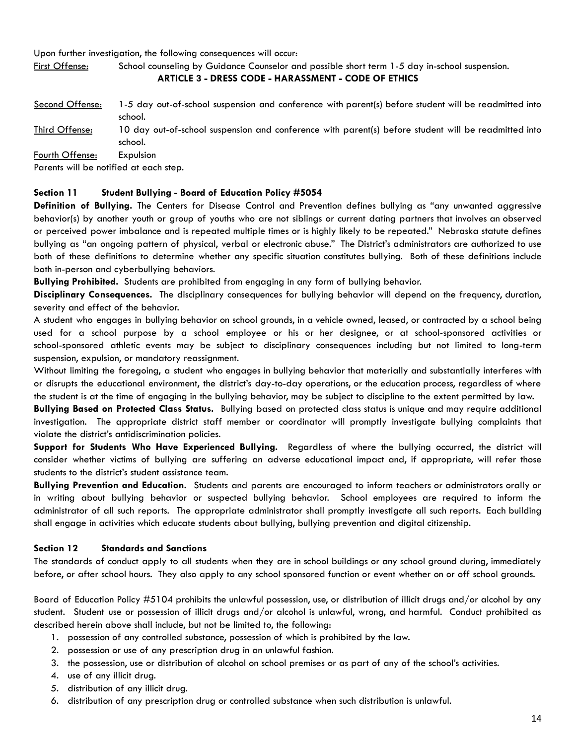Upon further investigation, the following consequences will occur:

First Offense: School counseling by Guidance Counselor and possible short term 1-5 day in-school suspension.

**ARTICLE 3 - DRESS CODE - HARASSMENT - CODE OF ETHICS**

Second Offense: 1-5 day out-of-school suspension and conference with parent(s) before student will be readmitted into school.

Third Offense: 10 day out-of-school suspension and conference with parent(s) before student will be readmitted into school.

Fourth Offense: Expulsion

Parents will be notified at each step.

### Section 11 Student Bullying - Board of Education Policy #5054

**Definition of Bullying.** The Centers for Disease Control and Prevention defines bullying as "any unwanted aggressive behavior(s) by another youth or group of youths who are not siblings or current dating partners that involves an observed or perceived power imbalance and is repeated multiple times or is highly likely to be repeated." Nebraska statute defines bullying as "an ongoing pattern of physical, verbal or electronic abuse." The District's administrators are authorized to use both of these definitions to determine whether any specific situation constitutes bullying. Both of these definitions include both in-person and cyberbullying behaviors.

**Bullying Prohibited.** Students are prohibited from engaging in any form of bullying behavior.

**Disciplinary Consequences.** The disciplinary consequences for bullying behavior will depend on the frequency, duration, severity and effect of the behavior.

A student who engages in bullying behavior on school grounds, in a vehicle owned, leased, or contracted by a school being used for a school purpose by a school employee or his or her designee, or at school-sponsored activities or school-sponsored athletic events may be subject to disciplinary consequences including but not limited to long-term suspension, expulsion, or mandatory reassignment.

Without limiting the foregoing, a student who engages in bullying behavior that materially and substantially interferes with or disrupts the educational environment, the district's day-to-day operations, or the education process, regardless of where the student is at the time of engaging in the bullying behavior, may be subject to discipline to the extent permitted by law.

**Bullying Based on Protected Class Status.** Bullying based on protected class status is unique and may require additional investigation. The appropriate district staff member or coordinator will promptly investigate bullying complaints that violate the district's antidiscrimination policies.

**Support for Students Who Have Experienced Bullying.** Regardless of where the bullying occurred, the district will consider whether victims of bullying are suffering an adverse educational impact and, if appropriate, will refer those students to the district's student assistance team.

**Bullying Prevention and Education.** Students and parents are encouraged to inform teachers or administrators orally or in writing about bullying behavior or suspected bullying behavior. School employees are required to inform the administrator of all such reports. The appropriate administrator shall promptly investigate all such reports. Each building shall engage in activities which educate students about bullying, bullying prevention and digital citizenship.

### Section 12 Standards and Sanctions

The standards of conduct apply to all students when they are in school buildings or any school ground during, immediately before, or after school hours. They also apply to any school sponsored function or event whether on or off school grounds.

Board of Education Policy #5104 prohibits the unlawful possession, use, or distribution of illicit drugs and/or alcohol by any student. Student use or possession of illicit drugs and/or alcohol is unlawful, wrong, and harmful. Conduct prohibited as described herein above shall include, but not be limited to, the following:

1. possession of any controlled substance, possession of which is prohibited by the law.
2. possession or use of any prescription drug in an unlawful fashion.
3. the possession, use or distribution of alcohol on school premises or as part of any of the school's activities.
4. use of any illicit drug.
5. distribution of any illicit drug.
6. distribution of any prescription drug or controlled substance when such distribution is unlawful.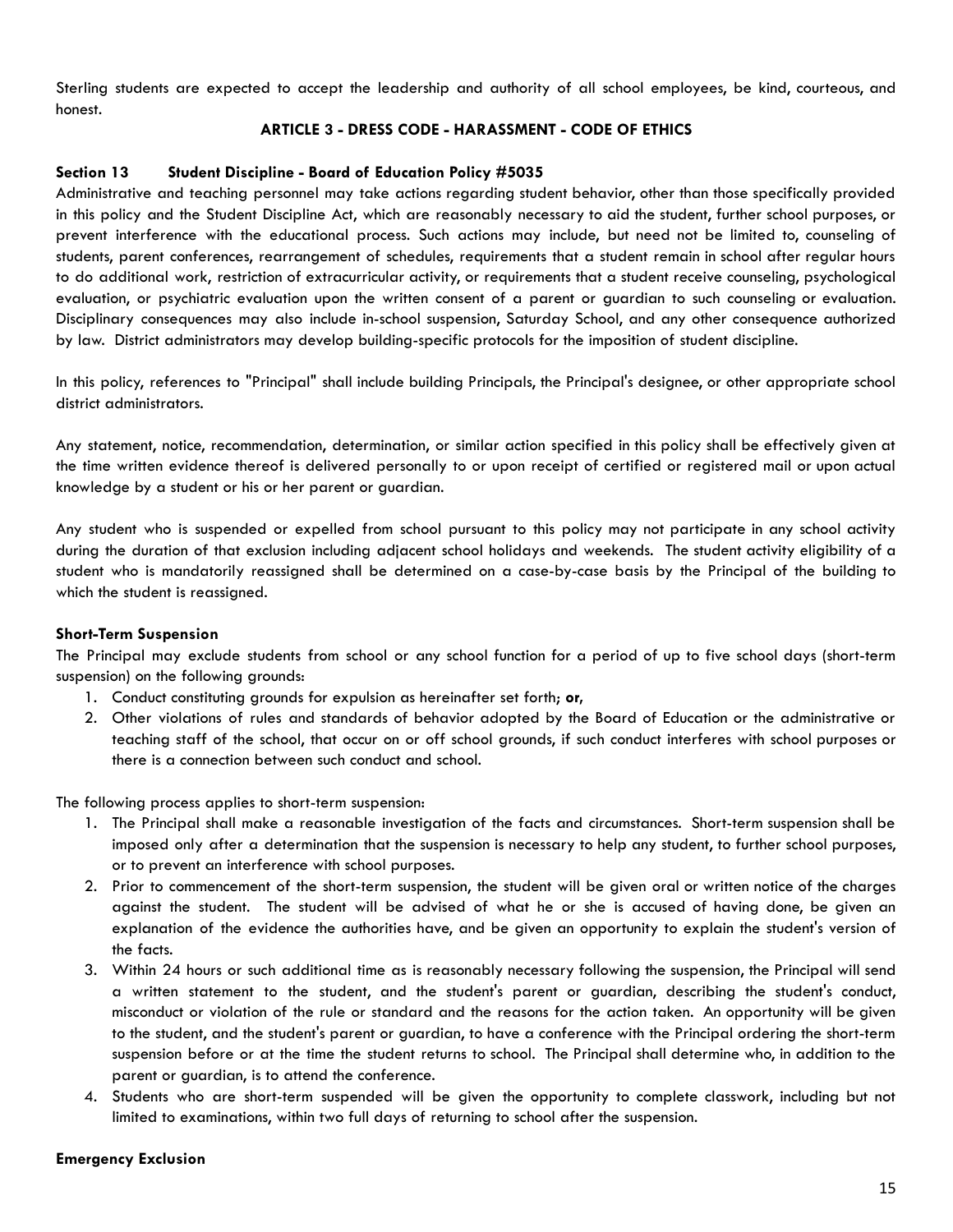Sterling students are expected to accept the leadership and authority of all school employees, be kind, courteous, and honest.

## ARTICLE 3 - DRESS CODE - HARASSMENT - CODE OF ETHICS

### Section 13 Student Discipline - Board of Education Policy #5035

Administrative and teaching personnel may take actions regarding student behavior, other than those specifically provided in this policy and the Student Discipline Act, which are reasonably necessary to aid the student, further school purposes, or prevent interference with the educational process. Such actions may include, but need not be limited to, counseling of students, parent conferences, rearrangement of schedules, requirements that a student remain in school after regular hours to do additional work, restriction of extracurricular activity, or requirements that a student receive counseling, psychological evaluation, or psychiatric evaluation upon the written consent of a parent or guardian to such counseling or evaluation. Disciplinary consequences may also include in-school suspension, Saturday School, and any other consequence authorized by law. District administrators may develop building-specific protocols for the imposition of student discipline.

In this policy, references to "Principal" shall include building Principals, the Principal's designee, or other appropriate school district administrators.

Any statement, notice, recommendation, determination, or similar action specified in this policy shall be effectively given at the time written evidence thereof is delivered personally to or upon receipt of certified or registered mail or upon actual knowledge by a student or his or her parent or guardian.

Any student who is suspended or expelled from school pursuant to this policy may not participate in any school activity during the duration of that exclusion including adjacent school holidays and weekends. The student activity eligibility of a student who is mandatorily reassigned shall be determined on a case-by-case basis by the Principal of the building to which the student is reassigned.

**Short-Term Suspension**

The Principal may exclude students from school or any school function for a period of up to five school days (short-term suspension) on the following grounds:

1. Conduct constituting grounds for expulsion as hereinafter set forth; **or**,
2. Other violations of rules and standards of behavior adopted by the Board of Education or the administrative or teaching staff of the school, that occur on or off school grounds, if such conduct interferes with school purposes or there is a connection between such conduct and school.

The following process applies to short-term suspension:

1. The Principal shall make a reasonable investigation of the facts and circumstances. Short-term suspension shall be imposed only after a determination that the suspension is necessary to help any student, to further school purposes, or to prevent an interference with school purposes.
2. Prior to commencement of the short-term suspension, the student will be given oral or written notice of the charges against the student. The student will be advised of what he or she is accused of having done, be given an explanation of the evidence the authorities have, and be given an opportunity to explain the student's version of the facts.
3. Within 24 hours or such additional time as is reasonably necessary following the suspension, the Principal will send a written statement to the student, and the student's parent or guardian, describing the student's conduct, misconduct or violation of the rule or standard and the reasons for the action taken. An opportunity will be given to the student, and the student's parent or guardian, to have a conference with the Principal ordering the short-term suspension before or at the time the student returns to school. The Principal shall determine who, in addition to the parent or guardian, is to attend the conference.
4. Students who are short-term suspended will be given the opportunity to complete classwork, including but not limited to examinations, within two full days of returning to school after the suspension.

**Emergency Exclusion**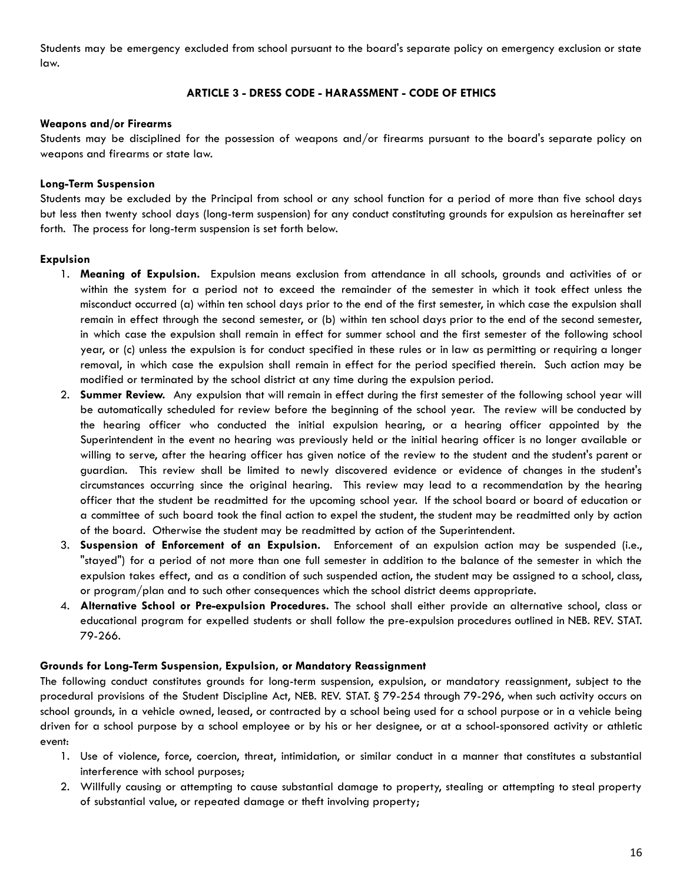Students may be emergency excluded from school pursuant to the board's separate policy on emergency exclusion or state law.

## ARTICLE 3 - DRESS CODE - HARASSMENT - CODE OF ETHICS

**Weapons and/or Firearms**

Students may be disciplined for the possession of weapons and/or firearms pursuant to the board's separate policy on weapons and firearms or state law.

**Long-Term Suspension**

Students may be excluded by the Principal from school or any school function for a period of more than five school days but less then twenty school days (long-term suspension) for any conduct constituting grounds for expulsion as hereinafter set forth. The process for long-term suspension is set forth below.

**Expulsion**

1. **Meaning of Expulsion.** Expulsion means exclusion from attendance in all schools, grounds and activities of or within the system for a period not to exceed the remainder of the semester in which it took effect unless the misconduct occurred (a) within ten school days prior to the end of the first semester, in which case the expulsion shall remain in effect through the second semester, or (b) within ten school days prior to the end of the second semester, in which case the expulsion shall remain in effect for summer school and the first semester of the following school year, or (c) unless the expulsion is for conduct specified in these rules or in law as permitting or requiring a longer removal, in which case the expulsion shall remain in effect for the period specified therein. Such action may be modified or terminated by the school district at any time during the expulsion period.
2. **Summer Review.** Any expulsion that will remain in effect during the first semester of the following school year will be automatically scheduled for review before the beginning of the school year. The review will be conducted by the hearing officer who conducted the initial expulsion hearing, or a hearing officer appointed by the Superintendent in the event no hearing was previously held or the initial hearing officer is no longer available or willing to serve, after the hearing officer has given notice of the review to the student and the student's parent or guardian. This review shall be limited to newly discovered evidence or evidence of changes in the student's circumstances occurring since the original hearing. This review may lead to a recommendation by the hearing officer that the student be readmitted for the upcoming school year. If the school board or board of education or a committee of such board took the final action to expel the student, the student may be readmitted only by action of the board. Otherwise the student may be readmitted by action of the Superintendent.
3. **Suspension of Enforcement of an Expulsion.** Enforcement of an expulsion action may be suspended (i.e., "stayed") for a period of not more than one full semester in addition to the balance of the semester in which the expulsion takes effect, and as a condition of such suspended action, the student may be assigned to a school, class, or program/plan and to such other consequences which the school district deems appropriate.
4. **Alternative School or Pre-expulsion Procedures.** The school shall either provide an alternative school, class or educational program for expelled students or shall follow the pre-expulsion procedures outlined in NEB. REV. STAT. 79-266.

**Grounds for Long-Term Suspension, Expulsion, or Mandatory Reassignment**

The following conduct constitutes grounds for long-term suspension, expulsion, or mandatory reassignment, subject to the procedural provisions of the Student Discipline Act, NEB. REV. STAT. § 79-254 through 79-296, when such activity occurs on school grounds, in a vehicle owned, leased, or contracted by a school being used for a school purpose or in a vehicle being driven for a school purpose by a school employee or by his or her designee, or at a school-sponsored activity or athletic event:

1. Use of violence, force, coercion, threat, intimidation, or similar conduct in a manner that constitutes a substantial interference with school purposes;
2. Willfully causing or attempting to cause substantial damage to property, stealing or attempting to steal property of substantial value, or repeated damage or theft involving property;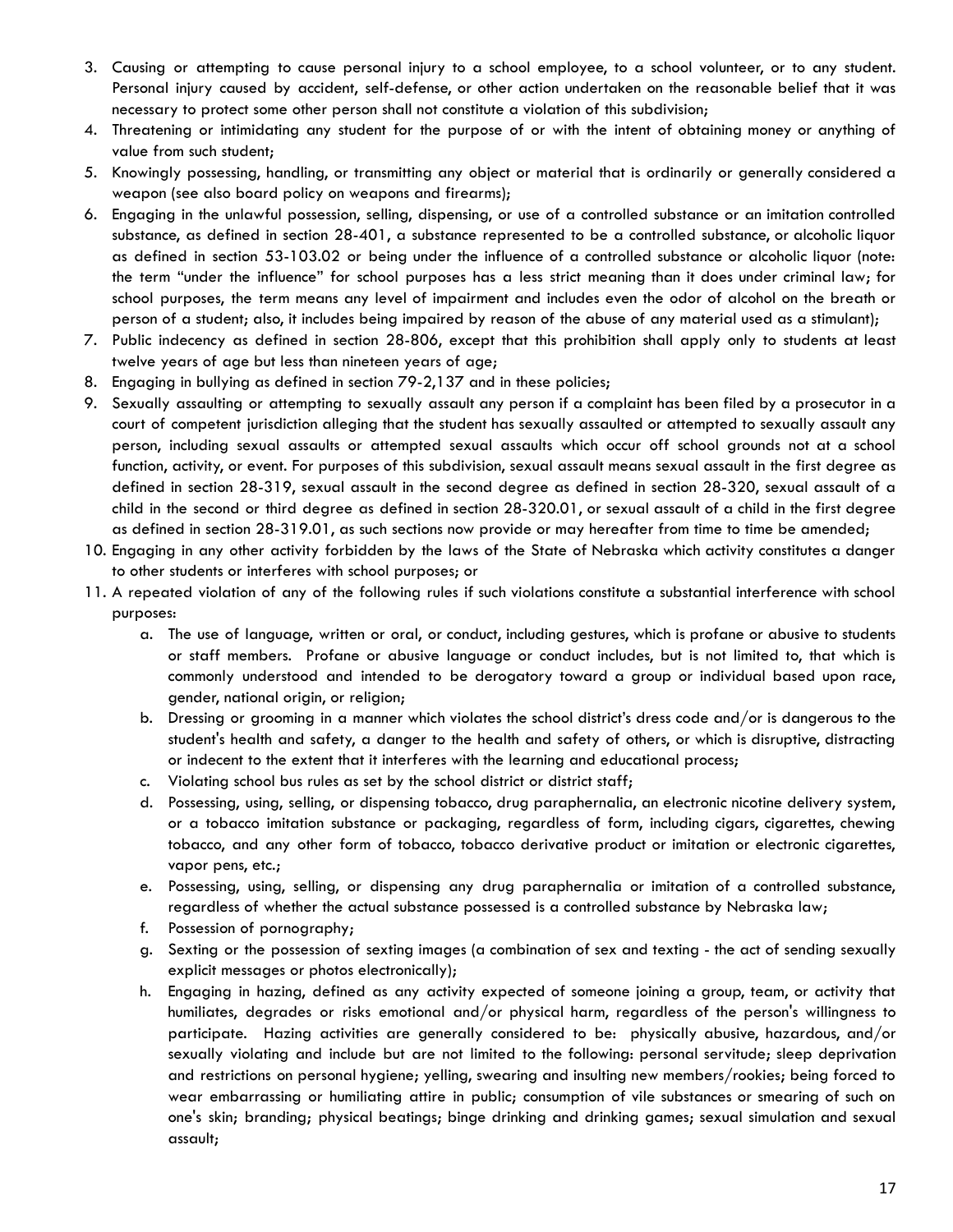3. Causing or attempting to cause personal injury to a school employee, to a school volunteer, or to any student. Personal injury caused by accident, self-defense, or other action undertaken on the reasonable belief that it was necessary to protect some other person shall not constitute a violation of this subdivision;
4. Threatening or intimidating any student for the purpose of or with the intent of obtaining money or anything of value from such student;
5. Knowingly possessing, handling, or transmitting any object or material that is ordinarily or generally considered a weapon (see also board policy on weapons and firearms);
6. Engaging in the unlawful possession, selling, dispensing, or use of a controlled substance or an imitation controlled substance, as defined in section 28-401, a substance represented to be a controlled substance, or alcoholic liquor as defined in section 53-103.02 or being under the influence of a controlled substance or alcoholic liquor (note: the term "under the influence" for school purposes has a less strict meaning than it does under criminal law; for school purposes, the term means any level of impairment and includes even the odor of alcohol on the breath or person of a student; also, it includes being impaired by reason of the abuse of any material used as a stimulant);
7. Public indecency as defined in section 28-806, except that this prohibition shall apply only to students at least twelve years of age but less than nineteen years of age;
8. Engaging in bullying as defined in section 79-2,137 and in these policies;
9. Sexually assaulting or attempting to sexually assault any person if a complaint has been filed by a prosecutor in a court of competent jurisdiction alleging that the student has sexually assaulted or attempted to sexually assault any person, including sexual assaults or attempted sexual assaults which occur off school grounds not at a school function, activity, or event. For purposes of this subdivision, sexual assault means sexual assault in the first degree as defined in section 28-319, sexual assault in the second degree as defined in section 28-320, sexual assault of a child in the second or third degree as defined in section 28-320.01, or sexual assault of a child in the first degree as defined in section 28-319.01, as such sections now provide or may hereafter from time to time be amended;
10. Engaging in any other activity forbidden by the laws of the State of Nebraska which activity constitutes a danger to other students or interferes with school purposes; or
11. A repeated violation of any of the following rules if such violations constitute a substantial interference with school purposes:
    a. The use of language, written or oral, or conduct, including gestures, which is profane or abusive to students or staff members. Profane or abusive language or conduct includes, but is not limited to, that which is commonly understood and intended to be derogatory toward a group or individual based upon race, gender, national origin, or religion;
    b. Dressing or grooming in a manner which violates the school district's dress code and/or is dangerous to the student's health and safety, a danger to the health and safety of others, or which is disruptive, distracting or indecent to the extent that it interferes with the learning and educational process;
    c. Violating school bus rules as set by the school district or district staff;
    d. Possessing, using, selling, or dispensing tobacco, drug paraphernalia, an electronic nicotine delivery system, or a tobacco imitation substance or packaging, regardless of form, including cigars, cigarettes, chewing tobacco, and any other form of tobacco, tobacco derivative product or imitation or electronic cigarettes, vapor pens, etc.;
    e. Possessing, using, selling, or dispensing any drug paraphernalia or imitation of a controlled substance, regardless of whether the actual substance possessed is a controlled substance by Nebraska law;
    f. Possession of pornography;
    g. Sexting or the possession of sexting images (a combination of sex and texting - the act of sending sexually explicit messages or photos electronically);
    h. Engaging in hazing, defined as any activity expected of someone joining a group, team, or activity that humiliates, degrades or risks emotional and/or physical harm, regardless of the person's willingness to participate. Hazing activities are generally considered to be: physically abusive, hazardous, and/or sexually violating and include but are not limited to the following: personal servitude; sleep deprivation and restrictions on personal hygiene; yelling, swearing and insulting new members/rookies; being forced to wear embarrassing or humiliating attire in public; consumption of vile substances or smearing of such on one's skin; branding; physical beatings; binge drinking and drinking games; sexual simulation and sexual assault;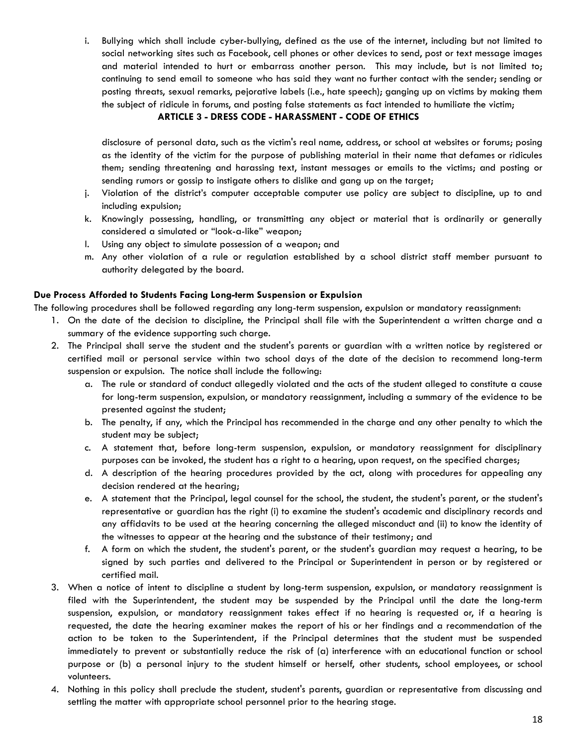i. Bullying which shall include cyber-bullying, defined as the use of the internet, including but not limited to social networking sites such as Facebook, cell phones or other devices to send, post or text message images and material intended to hurt or embarrass another person. This may include, but is not limited to; continuing to send email to someone who has said they want no further contact with the sender; sending or posting threats, sexual remarks, pejorative labels (i.e., hate speech); ganging up on victims by making them the subject of ridicule in forums, and posting false statements as fact intended to humiliate the victim;

**ARTICLE 3 - DRESS CODE - HARASSMENT - CODE OF ETHICS**

disclosure of personal data, such as the victim's real name, address, or school at websites or forums; posing as the identity of the victim for the purpose of publishing material in their name that defames or ridicules them; sending threatening and harassing text, instant messages or emails to the victims; and posting or sending rumors or gossip to instigate others to dislike and gang up on the target;

j. Violation of the district's computer acceptable computer use policy are subject to discipline, up to and including expulsion;
k. Knowingly possessing, handling, or transmitting any object or material that is ordinarily or generally considered a simulated or "look-a-like" weapon;
l. Using any object to simulate possession of a weapon; and
m. Any other violation of a rule or regulation established by a school district staff member pursuant to authority delegated by the board.

**Due Process Afforded to Students Facing Long-term Suspension or Expulsion**

The following procedures shall be followed regarding any long-term suspension, expulsion or mandatory reassignment:

1. On the date of the decision to discipline, the Principal shall file with the Superintendent a written charge and a summary of the evidence supporting such charge.
2. The Principal shall serve the student and the student's parents or guardian with a written notice by registered or certified mail or personal service within two school days of the date of the decision to recommend long-term suspension or expulsion. The notice shall include the following:
   a. The rule or standard of conduct allegedly violated and the acts of the student alleged to constitute a cause for long-term suspension, expulsion, or mandatory reassignment, including a summary of the evidence to be presented against the student;
   b. The penalty, if any, which the Principal has recommended in the charge and any other penalty to which the student may be subject;
   c. A statement that, before long-term suspension, expulsion, or mandatory reassignment for disciplinary purposes can be invoked, the student has a right to a hearing, upon request, on the specified charges;
   d. A description of the hearing procedures provided by the act, along with procedures for appealing any decision rendered at the hearing;
   e. A statement that the Principal, legal counsel for the school, the student, the student's parent, or the student's representative or guardian has the right (i) to examine the student's academic and disciplinary records and any affidavits to be used at the hearing concerning the alleged misconduct and (ii) to know the identity of the witnesses to appear at the hearing and the substance of their testimony; and
   f. A form on which the student, the student's parent, or the student's guardian may request a hearing, to be signed by such parties and delivered to the Principal or Superintendent in person or by registered or certified mail.
3. When a notice of intent to discipline a student by long-term suspension, expulsion, or mandatory reassignment is filed with the Superintendent, the student may be suspended by the Principal until the date the long-term suspension, expulsion, or mandatory reassignment takes effect if no hearing is requested or, if a hearing is requested, the date the hearing examiner makes the report of his or her findings and a recommendation of the action to be taken to the Superintendent, if the Principal determines that the student must be suspended immediately to prevent or substantially reduce the risk of (a) interference with an educational function or school purpose or (b) a personal injury to the student himself or herself, other students, school employees, or school volunteers.
4. Nothing in this policy shall preclude the student, student's parents, guardian or representative from discussing and settling the matter with appropriate school personnel prior to the hearing stage.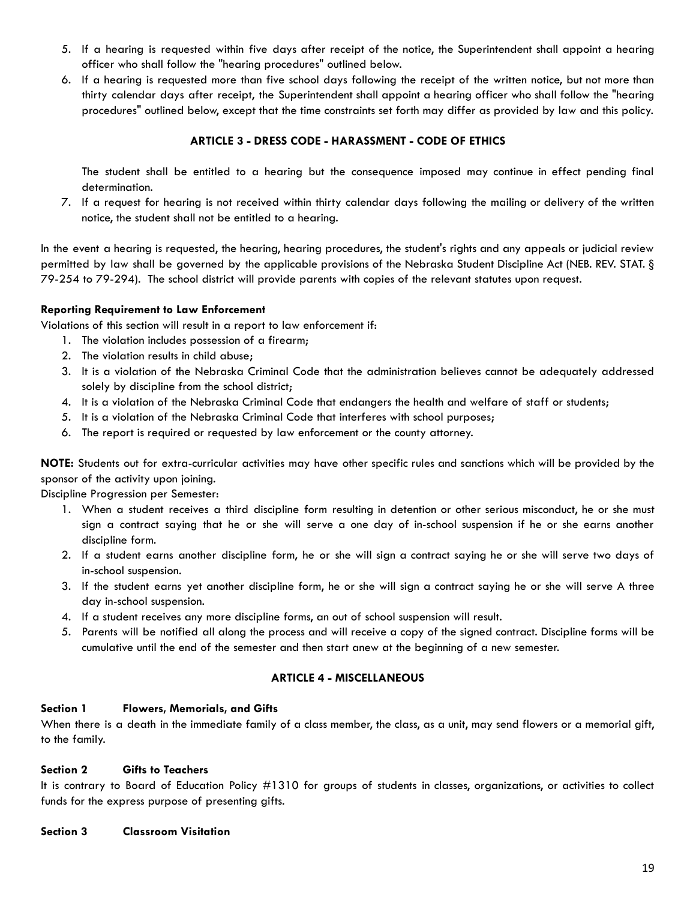5. If a hearing is requested within five days after receipt of the notice, the Superintendent shall appoint a hearing officer who shall follow the "hearing procedures" outlined below.
6. If a hearing is requested more than five school days following the receipt of the written notice, but not more than thirty calendar days after receipt, the Superintendent shall appoint a hearing officer who shall follow the "hearing procedures" outlined below, except that the time constraints set forth may differ as provided by law and this policy.

### ARTICLE 3 - DRESS CODE - HARASSMENT - CODE OF ETHICS

The student shall be entitled to a hearing but the consequence imposed may continue in effect pending final determination.

7. If a request for hearing is not received within thirty calendar days following the mailing or delivery of the written notice, the student shall not be entitled to a hearing.

In the event a hearing is requested, the hearing, hearing procedures, the student's rights and any appeals or judicial review permitted by law shall be governed by the applicable provisions of the Nebraska Student Discipline Act (NEB. REV. STAT. § 79-254 to 79-294). The school district will provide parents with copies of the relevant statutes upon request.

**Reporting Requirement to Law Enforcement**

Violations of this section will result in a report to law enforcement if:

1. The violation includes possession of a firearm;
2. The violation results in child abuse;
3. It is a violation of the Nebraska Criminal Code that the administration believes cannot be adequately addressed solely by discipline from the school district;
4. It is a violation of the Nebraska Criminal Code that endangers the health and welfare of staff or students;
5. It is a violation of the Nebraska Criminal Code that interferes with school purposes;
6. The report is required or requested by law enforcement or the county attorney.

**NOTE:** Students out for extra-curricular activities may have other specific rules and sanctions which will be provided by the sponsor of the activity upon joining.

Discipline Progression per Semester:

1. When a student receives a third discipline form resulting in detention or other serious misconduct, he or she must sign a contract saying that he or she will serve a one day of in-school suspension if he or she earns another discipline form.
2. If a student earns another discipline form, he or she will sign a contract saying he or she will serve two days of in-school suspension.
3. If the student earns yet another discipline form, he or she will sign a contract saying he or she will serve A three day in-school suspension.
4. If a student receives any more discipline forms, an out of school suspension will result.
5. Parents will be notified all along the process and will receive a copy of the signed contract. Discipline forms will be cumulative until the end of the semester and then start anew at the beginning of a new semester.

### ARTICLE 4 - MISCELLANEOUS

**Section 1 Flowers, Memorials, and Gifts**

When there is a death in the immediate family of a class member, the class, as a unit, may send flowers or a memorial gift, to the family.

**Section 2 Gifts to Teachers**

It is contrary to Board of Education Policy #1310 for groups of students in classes, organizations, or activities to collect funds for the express purpose of presenting gifts.

**Section 3 Classroom Visitation**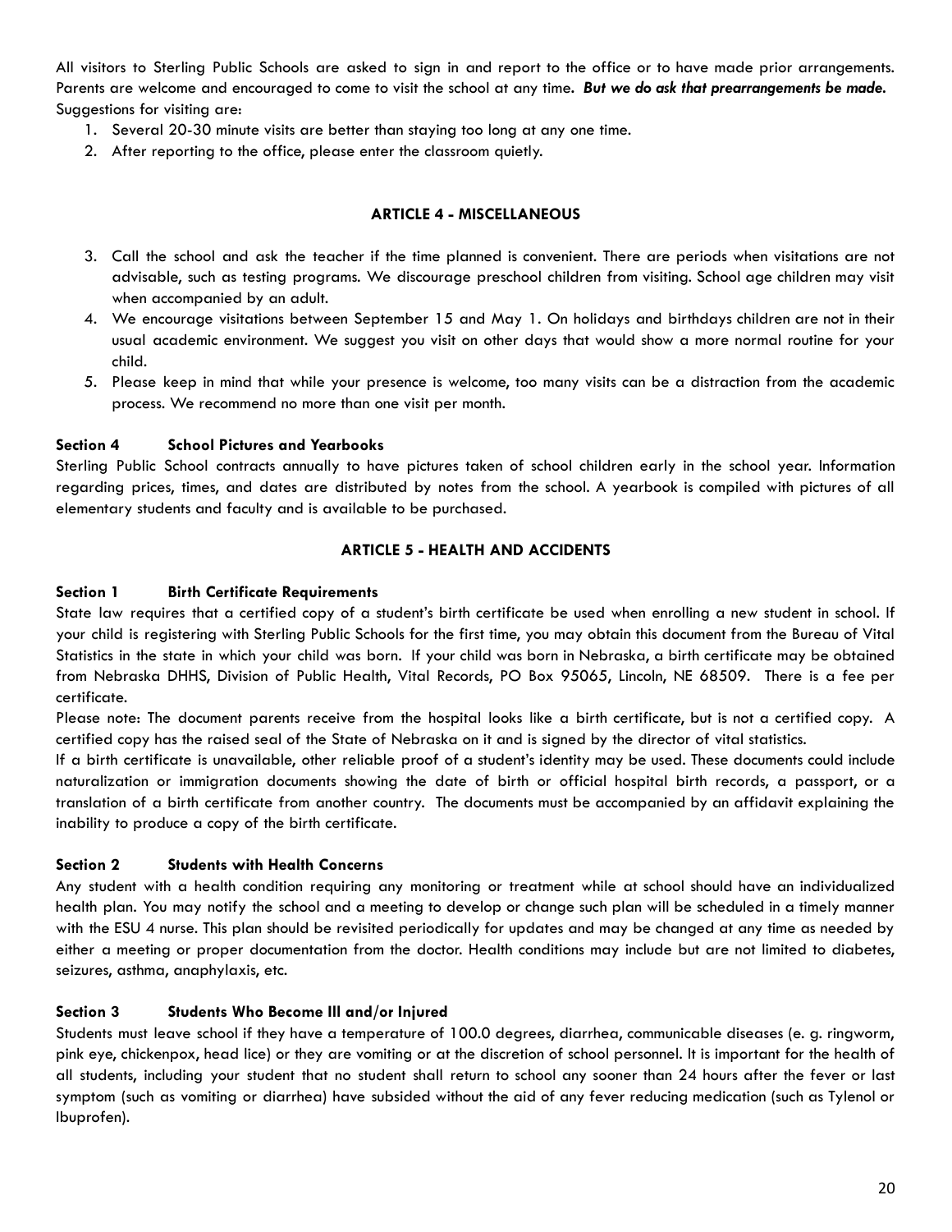All visitors to Sterling Public Schools are asked to sign in and report to the office or to have made prior arrangements. Parents are welcome and encouraged to come to visit the school at any time. ***But we do ask that prearrangements be made.*** Suggestions for visiting are:

1. Several 20-30 minute visits are better than staying too long at any one time.
2. After reporting to the office, please enter the classroom quietly.

## ARTICLE 4 - MISCELLANEOUS

3. Call the school and ask the teacher if the time planned is convenient. There are periods when visitations are not advisable, such as testing programs. We discourage preschool children from visiting. School age children may visit when accompanied by an adult.
4. We encourage visitations between September 15 and May 1. On holidays and birthdays children are not in their usual academic environment. We suggest you visit on other days that would show a more normal routine for your child.
5. Please keep in mind that while your presence is welcome, too many visits can be a distraction from the academic process. We recommend no more than one visit per month.

### Section 4 School Pictures and Yearbooks

Sterling Public School contracts annually to have pictures taken of school children early in the school year. Information regarding prices, times, and dates are distributed by notes from the school. A yearbook is compiled with pictures of all elementary students and faculty and is available to be purchased.

## ARTICLE 5 - HEALTH AND ACCIDENTS

### Section 1 Birth Certificate Requirements

State law requires that a certified copy of a student's birth certificate be used when enrolling a new student in school. If your child is registering with Sterling Public Schools for the first time, you may obtain this document from the Bureau of Vital Statistics in the state in which your child was born. If your child was born in Nebraska, a birth certificate may be obtained from Nebraska DHHS, Division of Public Health, Vital Records, PO Box 95065, Lincoln, NE 68509. There is a fee per certificate.

Please note: The document parents receive from the hospital looks like a birth certificate, but is not a certified copy. A certified copy has the raised seal of the State of Nebraska on it and is signed by the director of vital statistics.

If a birth certificate is unavailable, other reliable proof of a student's identity may be used. These documents could include naturalization or immigration documents showing the date of birth or official hospital birth records, a passport, or a translation of a birth certificate from another country. The documents must be accompanied by an affidavit explaining the inability to produce a copy of the birth certificate.

### Section 2 Students with Health Concerns

Any student with a health condition requiring any monitoring or treatment while at school should have an individualized health plan. You may notify the school and a meeting to develop or change such plan will be scheduled in a timely manner with the ESU 4 nurse. This plan should be revisited periodically for updates and may be changed at any time as needed by either a meeting or proper documentation from the doctor. Health conditions may include but are not limited to diabetes, seizures, asthma, anaphylaxis, etc.

### Section 3 Students Who Become Ill and/or Injured

Students must leave school if they have a temperature of 100.0 degrees, diarrhea, communicable diseases (e. g. ringworm, pink eye, chickenpox, head lice) or they are vomiting or at the discretion of school personnel. It is important for the health of all students, including your student that no student shall return to school any sooner than 24 hours after the fever or last symptom (such as vomiting or diarrhea) have subsided without the aid of any fever reducing medication (such as Tylenol or Ibuprofen).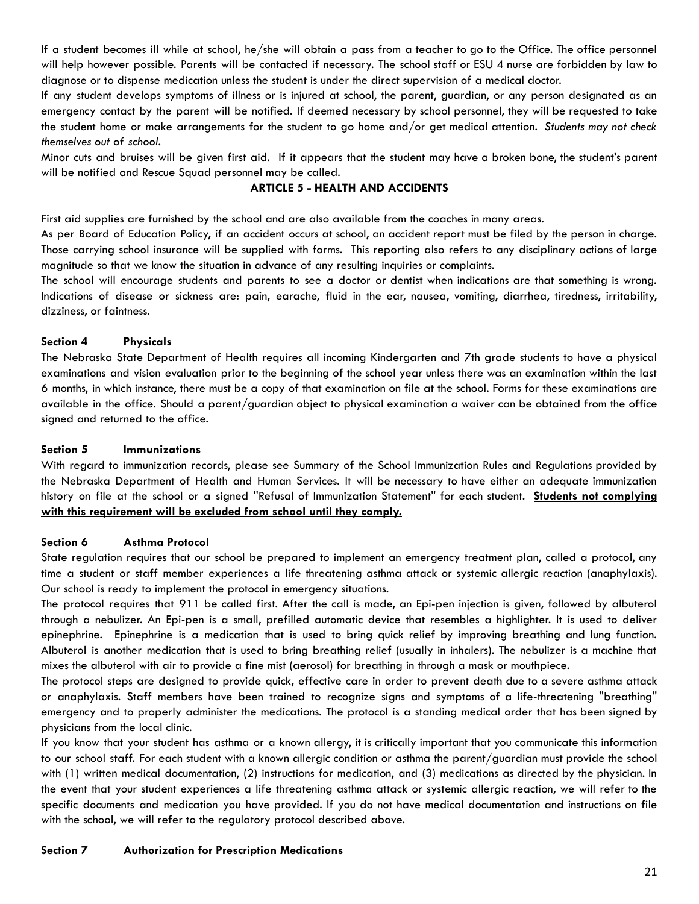If a student becomes ill while at school, he/she will obtain a pass from a teacher to go to the Office. The office personnel will help however possible. Parents will be contacted if necessary. The school staff or ESU 4 nurse are forbidden by law to diagnose or to dispense medication unless the student is under the direct supervision of a medical doctor.

If any student develops symptoms of illness or is injured at school, the parent, guardian, or any person designated as an emergency contact by the parent will be notified. If deemed necessary by school personnel, they will be requested to take the student home or make arrangements for the student to go home and/or get medical attention. *Students may not check themselves out of school.*

Minor cuts and bruises will be given first aid. If it appears that the student may have a broken bone, the student's parent will be notified and Rescue Squad personnel may be called.

## ARTICLE 5 - HEALTH AND ACCIDENTS

First aid supplies are furnished by the school and are also available from the coaches in many areas.

As per Board of Education Policy, if an accident occurs at school, an accident report must be filed by the person in charge. Those carrying school insurance will be supplied with forms. This reporting also refers to any disciplinary actions of large magnitude so that we know the situation in advance of any resulting inquiries or complaints.

The school will encourage students and parents to see a doctor or dentist when indications are that something is wrong. Indications of disease or sickness are: pain, earache, fluid in the ear, nausea, vomiting, diarrhea, tiredness, irritability, dizziness, or faintness.

### Section 4 Physicals

The Nebraska State Department of Health requires all incoming Kindergarten and 7th grade students to have a physical examinations and vision evaluation prior to the beginning of the school year unless there was an examination within the last 6 months, in which instance, there must be a copy of that examination on file at the school. Forms for these examinations are available in the office. Should a parent/guardian object to physical examination a waiver can be obtained from the office signed and returned to the office.

### Section 5 Immunizations

With regard to immunization records, please see Summary of the School Immunization Rules and Regulations provided by the Nebraska Department of Health and Human Services. It will be necessary to have either an adequate immunization history on file at the school or a signed "Refusal of Immunization Statement" for each student. **Students not complying with this requirement will be excluded from school until they comply.**

### Section 6 Asthma Protocol

State regulation requires that our school be prepared to implement an emergency treatment plan, called a protocol, any time a student or staff member experiences a life threatening asthma attack or systemic allergic reaction (anaphylaxis). Our school is ready to implement the protocol in emergency situations.

The protocol requires that 911 be called first. After the call is made, an Epi-pen injection is given, followed by albuterol through a nebulizer. An Epi-pen is a small, prefilled automatic device that resembles a highlighter. It is used to deliver epinephrine. Epinephrine is a medication that is used to bring quick relief by improving breathing and lung function. Albuterol is another medication that is used to bring breathing relief (usually in inhalers). The nebulizer is a machine that mixes the albuterol with air to provide a fine mist (aerosol) for breathing in through a mask or mouthpiece.

The protocol steps are designed to provide quick, effective care in order to prevent death due to a severe asthma attack or anaphylaxis. Staff members have been trained to recognize signs and symptoms of a life-threatening "breathing" emergency and to properly administer the medications. The protocol is a standing medical order that has been signed by physicians from the local clinic.

If you know that your student has asthma or a known allergy, it is critically important that you communicate this information to our school staff. For each student with a known allergic condition or asthma the parent/guardian must provide the school with (1) written medical documentation, (2) instructions for medication, and (3) medications as directed by the physician. In the event that your student experiences a life threatening asthma attack or systemic allergic reaction, we will refer to the specific documents and medication you have provided. If you do not have medical documentation and instructions on file with the school, we will refer to the regulatory protocol described above.

### Section 7 Authorization for Prescription Medications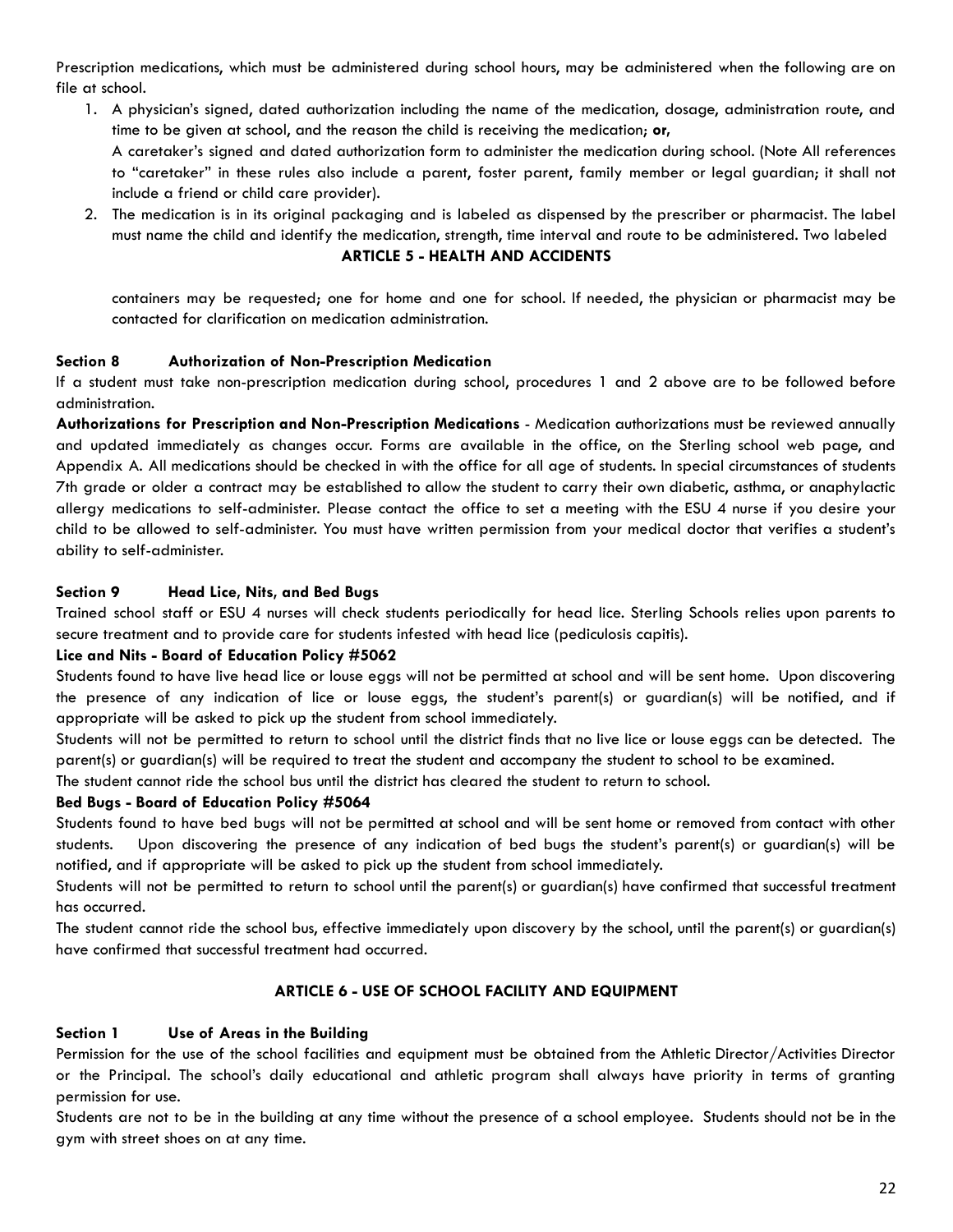Prescription medications, which must be administered during school hours, may be administered when the following are on file at school.

1. A physician's signed, dated authorization including the name of the medication, dosage, administration route, and time to be given at school, and the reason the child is receiving the medication; **or**,

   A caretaker's signed and dated authorization form to administer the medication during school. (Note All references to "caretaker" in these rules also include a parent, foster parent, family member or legal guardian; it shall not include a friend or child care provider).
2. The medication is in its original packaging and is labeled as dispensed by the prescriber or pharmacist. The label must name the child and identify the medication, strength, time interval and route to be administered. Two labeled containers may be requested; one for home and one for school. If needed, the physician or pharmacist may be contacted for clarification on medication administration.

### Section 8 Authorization of Non-Prescription Medication

If a student must take non-prescription medication during school, procedures 1 and 2 above are to be followed before administration.

**Authorizations for Prescription and Non-Prescription Medications** - Medication authorizations must be reviewed annually and updated immediately as changes occur. Forms are available in the office, on the Sterling school web page, and Appendix A. All medications should be checked in with the office for all age of students. In special circumstances of students 7th grade or older a contract may be established to allow the student to carry their own diabetic, asthma, or anaphylactic allergy medications to self-administer. Please contact the office to set a meeting with the ESU 4 nurse if you desire your child to be allowed to self-administer. You must have written permission from your medical doctor that verifies a student's ability to self-administer.

### Section 9 Head Lice, Nits, and Bed Bugs

Trained school staff or ESU 4 nurses will check students periodically for head lice. Sterling Schools relies upon parents to secure treatment and to provide care for students infested with head lice (pediculosis capitis).

**Lice and Nits - Board of Education Policy #5062**

Students found to have live head lice or louse eggs will not be permitted at school and will be sent home. Upon discovering the presence of any indication of lice or louse eggs, the student's parent(s) or guardian(s) will be notified, and if appropriate will be asked to pick up the student from school immediately.

Students will not be permitted to return to school until the district finds that no live lice or louse eggs can be detected. The parent(s) or guardian(s) will be required to treat the student and accompany the student to school to be examined.

The student cannot ride the school bus until the district has cleared the student to return to school.

**Bed Bugs - Board of Education Policy #5064**

Students found to have bed bugs will not be permitted at school and will be sent home or removed from contact with other students. Upon discovering the presence of any indication of bed bugs the student's parent(s) or guardian(s) will be notified, and if appropriate will be asked to pick up the student from school immediately.

Students will not be permitted to return to school until the parent(s) or guardian(s) have confirmed that successful treatment has occurred.

The student cannot ride the school bus, effective immediately upon discovery by the school, until the parent(s) or guardian(s) have confirmed that successful treatment had occurred.

## ARTICLE 6 - USE OF SCHOOL FACILITY AND EQUIPMENT

### Section 1 Use of Areas in the Building

Permission for the use of the school facilities and equipment must be obtained from the Athletic Director/Activities Director or the Principal. The school's daily educational and athletic program shall always have priority in terms of granting permission for use.

Students are not to be in the building at any time without the presence of a school employee. Students should not be in the gym with street shoes on at any time.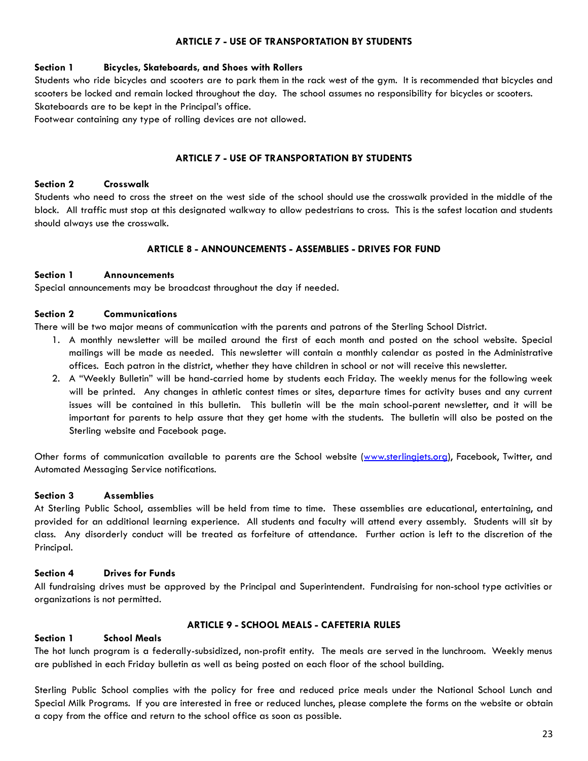## ARTICLE 7 - USE OF TRANSPORTATION BY STUDENTS

**Section 1 Bicycles, Skateboards, and Shoes with Rollers**

Students who ride bicycles and scooters are to park them in the rack west of the gym. It is recommended that bicycles and scooters be locked and remain locked throughout the day. The school assumes no responsibility for bicycles or scooters. Skateboards are to be kept in the Principal's office.

Footwear containing any type of rolling devices are not allowed.

## ARTICLE 7 - USE OF TRANSPORTATION BY STUDENTS

**Section 2 Crosswalk**

Students who need to cross the street on the west side of the school should use the crosswalk provided in the middle of the block. All traffic must stop at this designated walkway to allow pedestrians to cross. This is the safest location and students should always use the crosswalk.

## ARTICLE 8 - ANNOUNCEMENTS - ASSEMBLIES - DRIVES FOR FUND

**Section 1 Announcements**

Special announcements may be broadcast throughout the day if needed.

**Section 2 Communications**

There will be two major means of communication with the parents and patrons of the Sterling School District.

1. A monthly newsletter will be mailed around the first of each month and posted on the school website. Special mailings will be made as needed. This newsletter will contain a monthly calendar as posted in the Administrative offices. Each patron in the district, whether they have children in school or not will receive this newsletter.
2. A "Weekly Bulletin" will be hand-carried home by students each Friday. The weekly menus for the following week will be printed. Any changes in athletic contest times or sites, departure times for activity buses and any current issues will be contained in this bulletin. This bulletin will be the main school-parent newsletter, and it will be important for parents to help assure that they get home with the students. The bulletin will also be posted on the Sterling website and Facebook page.

Other forms of communication available to parents are the School website ([www.sterlingjets.org](http://www.sterlingjets.org)), Facebook, Twitter, and Automated Messaging Service notifications.

**Section 3 Assemblies**

At Sterling Public School, assemblies will be held from time to time. These assemblies are educational, entertaining, and provided for an additional learning experience. All students and faculty will attend every assembly. Students will sit by class. Any disorderly conduct will be treated as forfeiture of attendance. Further action is left to the discretion of the Principal.

**Section 4 Drives for Funds**

All fundraising drives must be approved by the Principal and Superintendent. Fundraising for non-school type activities or organizations is not permitted.

## ARTICLE 9 - SCHOOL MEALS - CAFETERIA RULES

**Section 1 School Meals**

The hot lunch program is a federally-subsidized, non-profit entity. The meals are served in the lunchroom. Weekly menus are published in each Friday bulletin as well as being posted on each floor of the school building.

Sterling Public School complies with the policy for free and reduced price meals under the National School Lunch and Special Milk Programs. If you are interested in free or reduced lunches, please complete the forms on the website or obtain a copy from the office and return to the school office as soon as possible.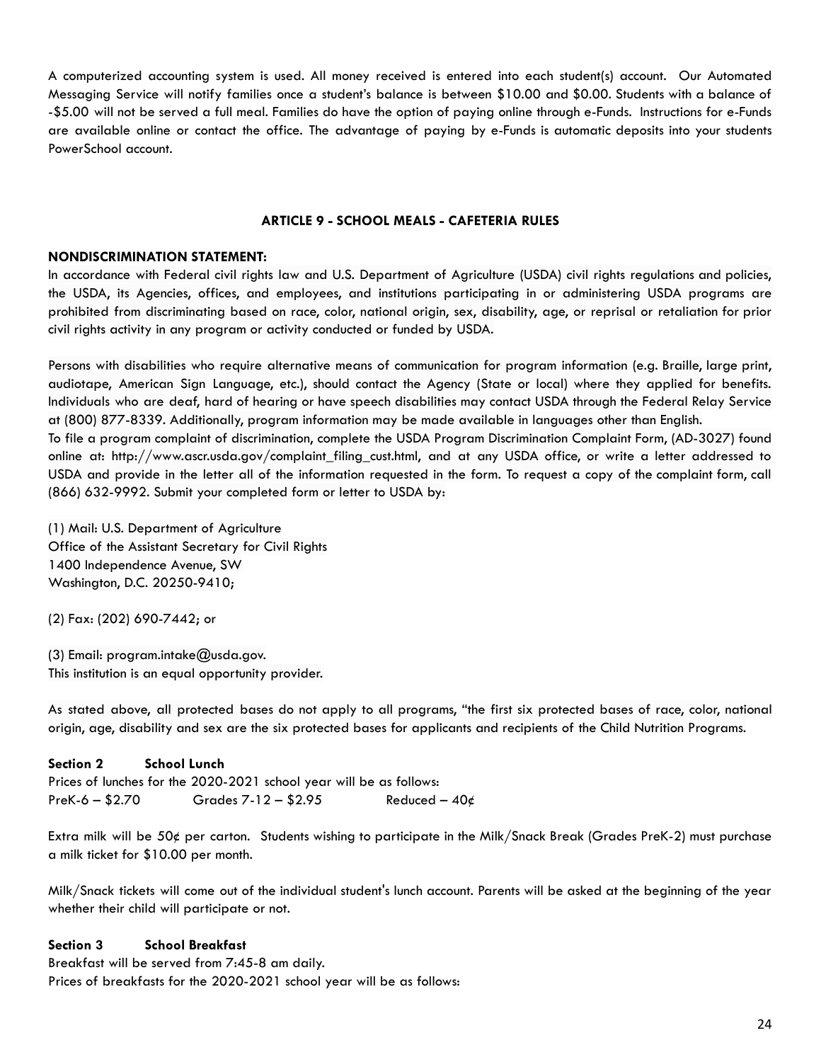A computerized accounting system is used. All money received is entered into each student(s) account. Our Automated Messaging Service will notify families once a student's balance is between $10.00 and $0.00. Students with a balance of -$5.00 will not be served a full meal. Families do have the option of paying online through e-Funds. Instructions for e-Funds are available online or contact the office. The advantage of paying by e-Funds is automatic deposits into your students PowerSchool account.

## ARTICLE 9 - SCHOOL MEALS - CAFETERIA RULES

**NONDISCRIMINATION STATEMENT:**

In accordance with Federal civil rights law and U.S. Department of Agriculture (USDA) civil rights regulations and policies, the USDA, its Agencies, offices, and employees, and institutions participating in or administering USDA programs are prohibited from discriminating based on race, color, national origin, sex, disability, age, or reprisal or retaliation for prior civil rights activity in any program or activity conducted or funded by USDA.

Persons with disabilities who require alternative means of communication for program information (e.g. Braille, large print, audiotape, American Sign Language, etc.), should contact the Agency (State or local) where they applied for benefits. Individuals who are deaf, hard of hearing or have speech disabilities may contact USDA through the Federal Relay Service at (800) 877-8339. Additionally, program information may be made available in languages other than English.

To file a program complaint of discrimination, complete the USDA Program Discrimination Complaint Form, (AD-3027) found online at: http://www.ascr.usda.gov/complaint_filing_cust.html, and at any USDA office, or write a letter addressed to USDA and provide in the letter all of the information requested in the form. To request a copy of the complaint form, call (866) 632-9992. Submit your completed form or letter to USDA by:

(1) Mail: U.S. Department of Agriculture
Office of the Assistant Secretary for Civil Rights
1400 Independence Avenue, SW
Washington, D.C. 20250-9410;

(2) Fax: (202) 690-7442; or

(3) Email: program.intake@usda.gov.
This institution is an equal opportunity provider.

As stated above, all protected bases do not apply to all programs, "the first six protected bases of race, color, national origin, age, disability and sex are the six protected bases for applicants and recipients of the Child Nutrition Programs.

**Section 2 School Lunch**

Prices of lunches for the 2020-2021 school year will be as follows:
PreK-6 – $2.70 Grades 7-12 – $2.95 Reduced – 40¢

Extra milk will be 50¢ per carton. Students wishing to participate in the Milk/Snack Break (Grades PreK-2) must purchase a milk ticket for $10.00 per month.

Milk/Snack tickets will come out of the individual student's lunch account. Parents will be asked at the beginning of the year whether their child will participate or not.

**Section 3 School Breakfast**

Breakfast will be served from 7:45-8 am daily.
Prices of breakfasts for the 2020-2021 school year will be as follows: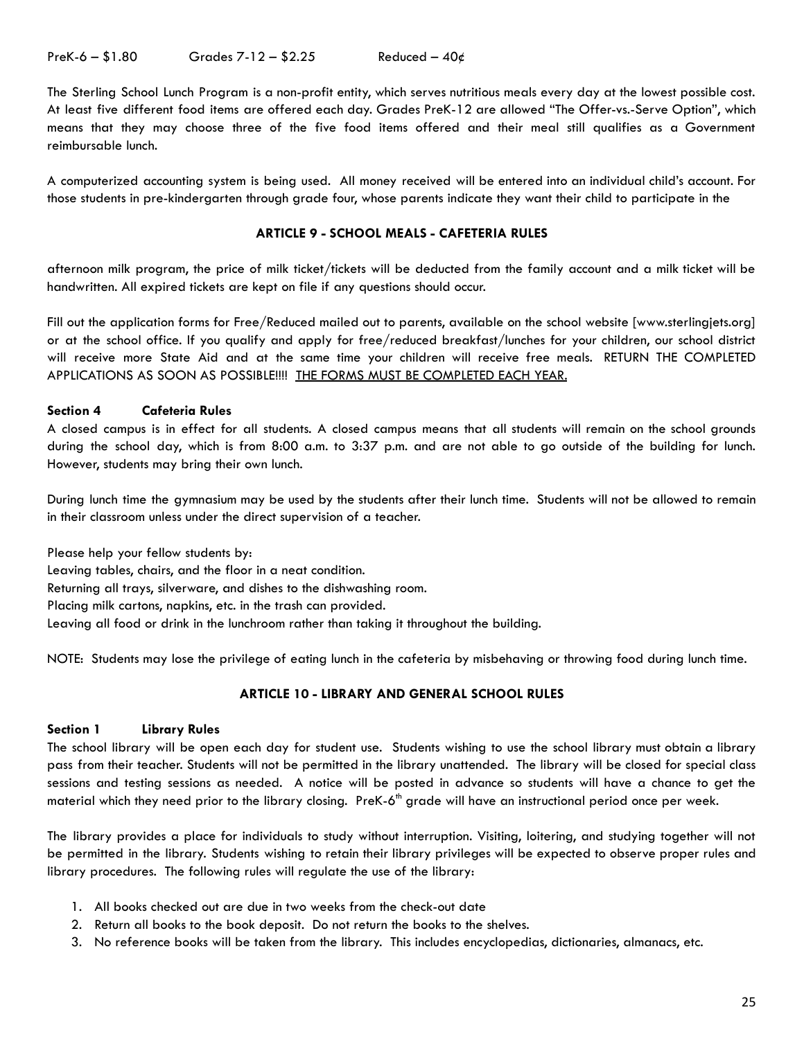PreK-6 – $1.80 Grades 7-12 – $2.25 Reduced – 40¢

The Sterling School Lunch Program is a non-profit entity, which serves nutritious meals every day at the lowest possible cost. At least five different food items are offered each day. Grades PreK-12 are allowed "The Offer-vs.-Serve Option", which means that they may choose three of the five food items offered and their meal still qualifies as a Government reimbursable lunch.

A computerized accounting system is being used. All money received will be entered into an individual child's account. For those students in pre-kindergarten through grade four, whose parents indicate they want their child to participate in the

## ARTICLE 9 - SCHOOL MEALS - CAFETERIA RULES

afternoon milk program, the price of milk ticket/tickets will be deducted from the family account and a milk ticket will be handwritten. All expired tickets are kept on file if any questions should occur.

Fill out the application forms for Free/Reduced mailed out to parents, available on the school website [www.sterlingjets.org] or at the school office. If you qualify and apply for free/reduced breakfast/lunches for your children, our school district will receive more State Aid and at the same time your children will receive free meals. RETURN THE COMPLETED APPLICATIONS AS SOON AS POSSIBLE!!!! <u>THE FORMS MUST BE COMPLETED EACH YEAR.</u>

### Section 4 Cafeteria Rules

A closed campus is in effect for all students. A closed campus means that all students will remain on the school grounds during the school day, which is from 8:00 a.m. to 3:37 p.m. and are not able to go outside of the building for lunch. However, students may bring their own lunch.

During lunch time the gymnasium may be used by the students after their lunch time. Students will not be allowed to remain in their classroom unless under the direct supervision of a teacher.

Please help your fellow students by:
Leaving tables, chairs, and the floor in a neat condition.
Returning all trays, silverware, and dishes to the dishwashing room.
Placing milk cartons, napkins, etc. in the trash can provided.
Leaving all food or drink in the lunchroom rather than taking it throughout the building.

NOTE: Students may lose the privilege of eating lunch in the cafeteria by misbehaving or throwing food during lunch time.

## ARTICLE 10 - LIBRARY AND GENERAL SCHOOL RULES

### Section 1 Library Rules

The school library will be open each day for student use. Students wishing to use the school library must obtain a library pass from their teacher. Students will not be permitted in the library unattended. The library will be closed for special class sessions and testing sessions as needed. A notice will be posted in advance so students will have a chance to get the material which they need prior to the library closing. PreK-6th grade will have an instructional period once per week.

The library provides a place for individuals to study without interruption. Visiting, loitering, and studying together will not be permitted in the library. Students wishing to retain their library privileges will be expected to observe proper rules and library procedures. The following rules will regulate the use of the library:

1. All books checked out are due in two weeks from the check-out date
2. Return all books to the book deposit. Do not return the books to the shelves.
3. No reference books will be taken from the library. This includes encyclopedias, dictionaries, almanacs, etc.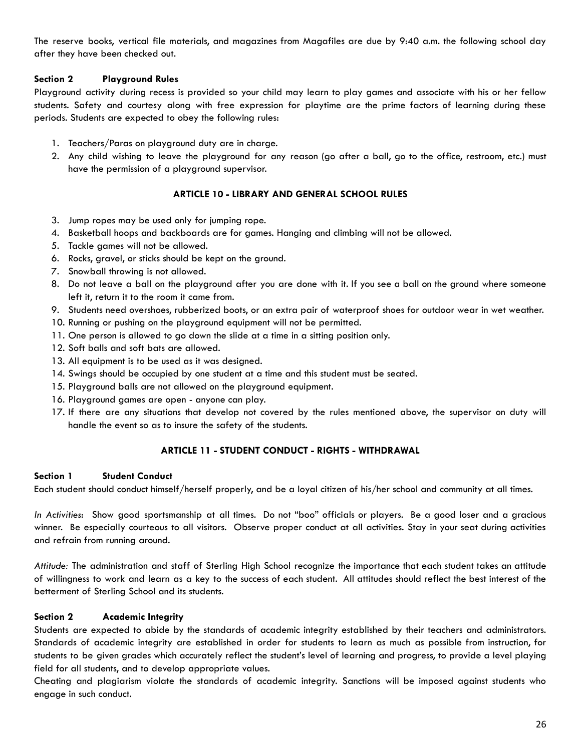The reserve books, vertical file materials, and magazines from Magafiles are due by 9:40 a.m. the following school day after they have been checked out.

**Section 2 Playground Rules**

Playground activity during recess is provided so your child may learn to play games and associate with his or her fellow students. Safety and courtesy along with free expression for playtime are the prime factors of learning during these periods. Students are expected to obey the following rules:

1. Teachers/Paras on playground duty are in charge.
2. Any child wishing to leave the playground for any reason (go after a ball, go to the office, restroom, etc.) must have the permission of a playground supervisor.

## ARTICLE 10 - LIBRARY AND GENERAL SCHOOL RULES

3. Jump ropes may be used only for jumping rope.
4. Basketball hoops and backboards are for games. Hanging and climbing will not be allowed.
5. Tackle games will not be allowed.
6. Rocks, gravel, or sticks should be kept on the ground.
7. Snowball throwing is not allowed.
8. Do not leave a ball on the playground after you are done with it. If you see a ball on the ground where someone left it, return it to the room it came from.
9. Students need overshoes, rubberized boots, or an extra pair of waterproof shoes for outdoor wear in wet weather.
10. Running or pushing on the playground equipment will not be permitted.
11. One person is allowed to go down the slide at a time in a sitting position only.
12. Soft balls and soft bats are allowed.
13. All equipment is to be used as it was designed.
14. Swings should be occupied by one student at a time and this student must be seated.
15. Playground balls are not allowed on the playground equipment.
16. Playground games are open - anyone can play.
17. If there are any situations that develop not covered by the rules mentioned above, the supervisor on duty will handle the event so as to insure the safety of the students.

## ARTICLE 11 - STUDENT CONDUCT - RIGHTS - WITHDRAWAL

**Section 1 Student Conduct**

Each student should conduct himself/herself properly, and be a loyal citizen of his/her school and community at all times.

*In Activities*: Show good sportsmanship at all times. Do not "boo" officials or players. Be a good loser and a gracious winner. Be especially courteous to all visitors. Observe proper conduct at all activities. Stay in your seat during activities and refrain from running around.

*Attitude:* The administration and staff of Sterling High School recognize the importance that each student takes an attitude of willingness to work and learn as a key to the success of each student. All attitudes should reflect the best interest of the betterment of Sterling School and its students.

**Section 2 Academic Integrity**

Students are expected to abide by the standards of academic integrity established by their teachers and administrators. Standards of academic integrity are established in order for students to learn as much as possible from instruction, for students to be given grades which accurately reflect the student's level of learning and progress, to provide a level playing field for all students, and to develop appropriate values.

Cheating and plagiarism violate the standards of academic integrity. Sanctions will be imposed against students who engage in such conduct.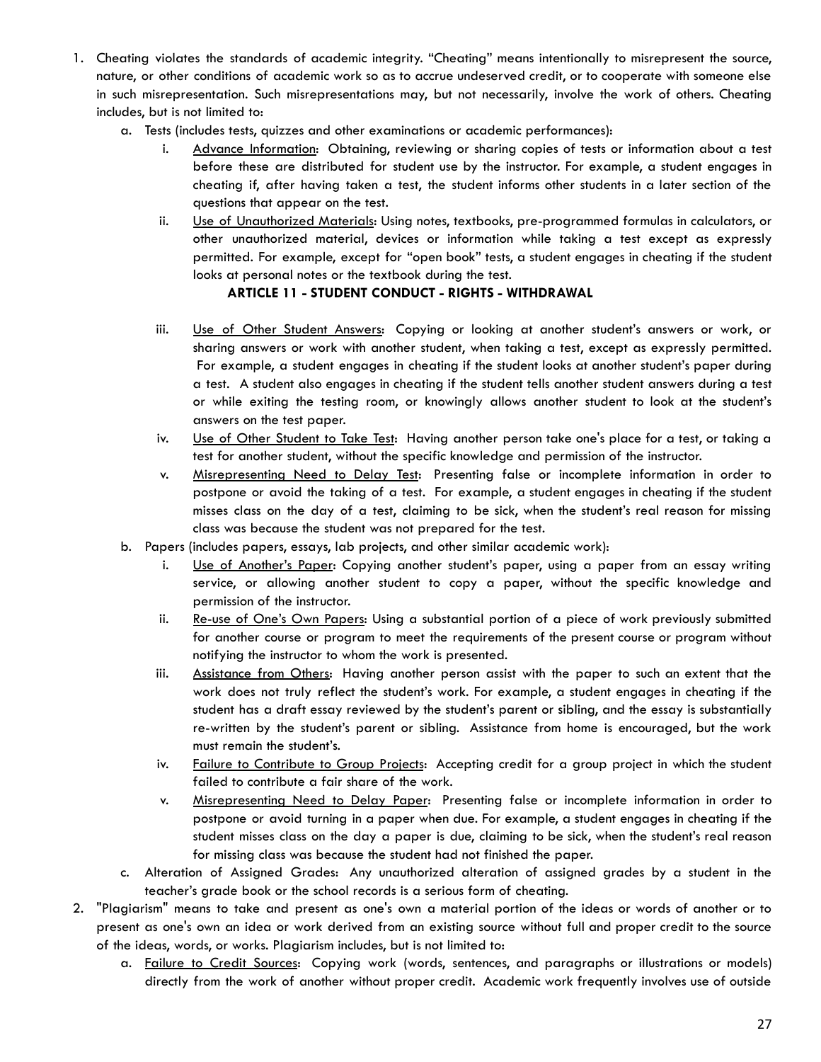1. Cheating violates the standards of academic integrity. "Cheating" means intentionally to misrepresent the source, nature, or other conditions of academic work so as to accrue undeserved credit, or to cooperate with someone else in such misrepresentation. Such misrepresentations may, but not necessarily, involve the work of others. Cheating includes, but is not limited to:
   a. Tests (includes tests, quizzes and other examinations or academic performances):
      i. Advance Information: Obtaining, reviewing or sharing copies of tests or information about a test before these are distributed for student use by the instructor. For example, a student engages in cheating if, after having taken a test, the student informs other students in a later section of the questions that appear on the test.
      ii. Use of Unauthorized Materials: Using notes, textbooks, pre-programmed formulas in calculators, or other unauthorized material, devices or information while taking a test except as expressly permitted. For example, except for "open book" tests, a student engages in cheating if the student looks at personal notes or the textbook during the test.

**ARTICLE 11 - STUDENT CONDUCT - RIGHTS - WITHDRAWAL**

      iii. Use of Other Student Answers: Copying or looking at another student's answers or work, or sharing answers or work with another student, when taking a test, except as expressly permitted. For example, a student engages in cheating if the student looks at another student's paper during a test. A student also engages in cheating if the student tells another student answers during a test or while exiting the testing room, or knowingly allows another student to look at the student's answers on the test paper.
      iv. Use of Other Student to Take Test: Having another person take one's place for a test, or taking a test for another student, without the specific knowledge and permission of the instructor.
      v. Misrepresenting Need to Delay Test: Presenting false or incomplete information in order to postpone or avoid the taking of a test. For example, a student engages in cheating if the student misses class on the day of a test, claiming to be sick, when the student's real reason for missing class was because the student was not prepared for the test.
   b. Papers (includes papers, essays, lab projects, and other similar academic work):
      i. Use of Another's Paper: Copying another student's paper, using a paper from an essay writing service, or allowing another student to copy a paper, without the specific knowledge and permission of the instructor.
      ii. Re-use of One's Own Papers: Using a substantial portion of a piece of work previously submitted for another course or program to meet the requirements of the present course or program without notifying the instructor to whom the work is presented.
      iii. Assistance from Others: Having another person assist with the paper to such an extent that the work does not truly reflect the student's work. For example, a student engages in cheating if the student has a draft essay reviewed by the student's parent or sibling, and the essay is substantially re-written by the student's parent or sibling. Assistance from home is encouraged, but the work must remain the student's.
      iv. Failure to Contribute to Group Projects: Accepting credit for a group project in which the student failed to contribute a fair share of the work.
      v. Misrepresenting Need to Delay Paper: Presenting false or incomplete information in order to postpone or avoid turning in a paper when due. For example, a student engages in cheating if the student misses class on the day a paper is due, claiming to be sick, when the student's real reason for missing class was because the student had not finished the paper.
   c. Alteration of Assigned Grades: Any unauthorized alteration of assigned grades by a student in the teacher's grade book or the school records is a serious form of cheating.
2. "Plagiarism" means to take and present as one's own a material portion of the ideas or words of another or to present as one's own an idea or work derived from an existing source without full and proper credit to the source of the ideas, words, or works. Plagiarism includes, but is not limited to:
   a. Failure to Credit Sources: Copying work (words, sentences, and paragraphs or illustrations or models) directly from the work of another without proper credit. Academic work frequently involves use of outside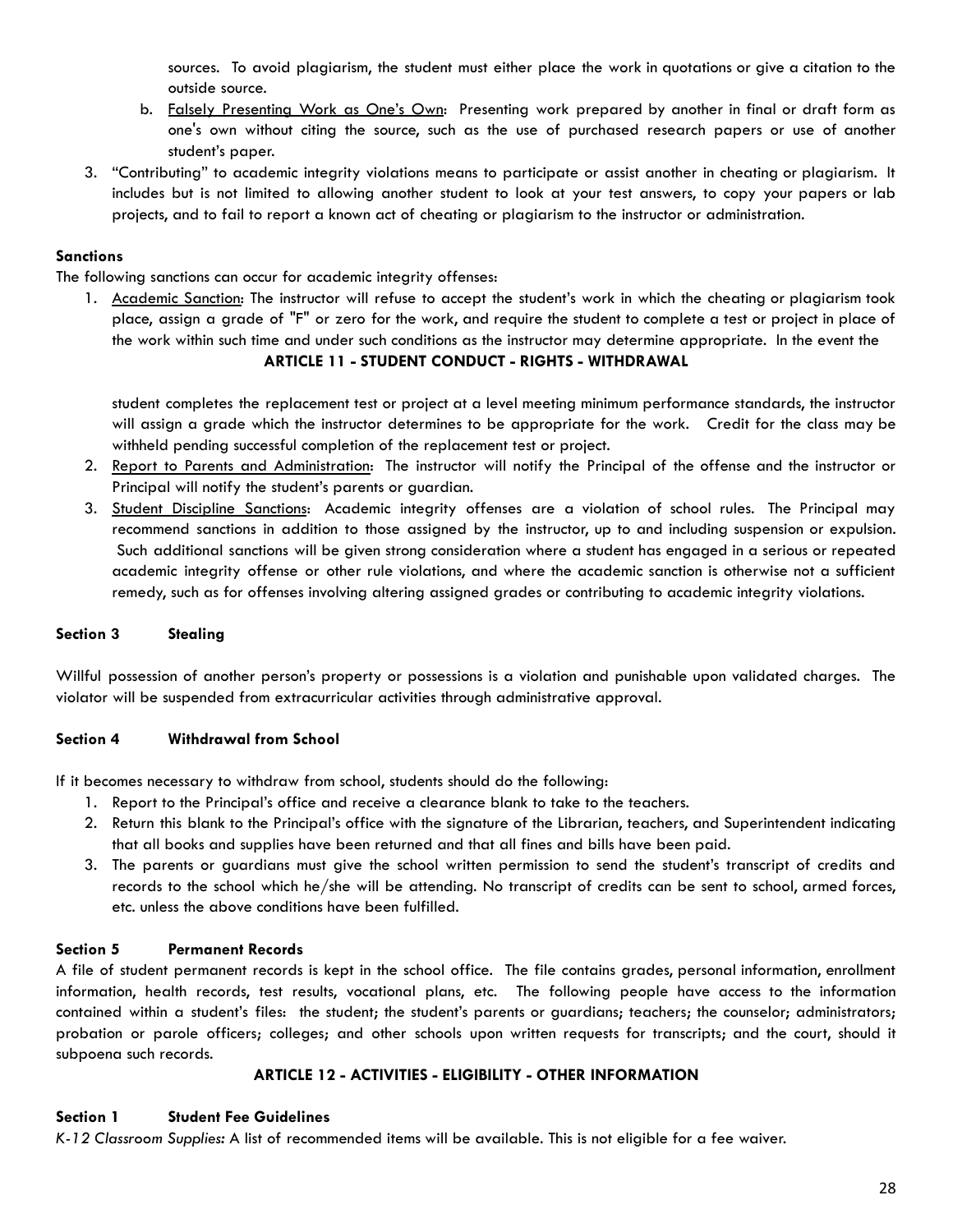sources. To avoid plagiarism, the student must either place the work in quotations or give a citation to the outside source.

b. Falsely Presenting Work as One's Own: Presenting work prepared by another in final or draft form as one's own without citing the source, such as the use of purchased research papers or use of another student's paper.

3. "Contributing" to academic integrity violations means to participate or assist another in cheating or plagiarism. It includes but is not limited to allowing another student to look at your test answers, to copy your papers or lab projects, and to fail to report a known act of cheating or plagiarism to the instructor or administration.

**Sanctions**

The following sanctions can occur for academic integrity offenses:

1. Academic Sanction: The instructor will refuse to accept the student's work in which the cheating or plagiarism took place, assign a grade of "F" or zero for the work, and require the student to complete a test or project in place of the work within such time and under such conditions as the instructor may determine appropriate. In the event the student completes the replacement test or project at a level meeting minimum performance standards, the instructor will assign a grade which the instructor determines to be appropriate for the work. Credit for the class may be withheld pending successful completion of the replacement test or project.
2. Report to Parents and Administration: The instructor will notify the Principal of the offense and the instructor or Principal will notify the student's parents or guardian.
3. Student Discipline Sanctions: Academic integrity offenses are a violation of school rules. The Principal may recommend sanctions in addition to those assigned by the instructor, up to and including suspension or expulsion. Such additional sanctions will be given strong consideration where a student has engaged in a serious or repeated academic integrity offense or other rule violations, and where the academic sanction is otherwise not a sufficient remedy, such as for offenses involving altering assigned grades or contributing to academic integrity violations.

### Section 3 Stealing

Willful possession of another person's property or possessions is a violation and punishable upon validated charges. The violator will be suspended from extracurricular activities through administrative approval.

### Section 4 Withdrawal from School

If it becomes necessary to withdraw from school, students should do the following:

1. Report to the Principal's office and receive a clearance blank to take to the teachers.
2. Return this blank to the Principal's office with the signature of the Librarian, teachers, and Superintendent indicating that all books and supplies have been returned and that all fines and bills have been paid.
3. The parents or guardians must give the school written permission to send the student's transcript of credits and records to the school which he/she will be attending. No transcript of credits can be sent to school, armed forces, etc. unless the above conditions have been fulfilled.

### Section 5 Permanent Records

A file of student permanent records is kept in the school office. The file contains grades, personal information, enrollment information, health records, test results, vocational plans, etc. The following people have access to the information contained within a student's files: the student; the student's parents or guardians; teachers; the counselor; administrators; probation or parole officers; colleges; and other schools upon written requests for transcripts; and the court, should it subpoena such records.

## ARTICLE 12 - ACTIVITIES - ELIGIBILITY - OTHER INFORMATION

### Section 1 Student Fee Guidelines

*K-12 Classroom Supplies:* A list of recommended items will be available. This is not eligible for a fee waiver.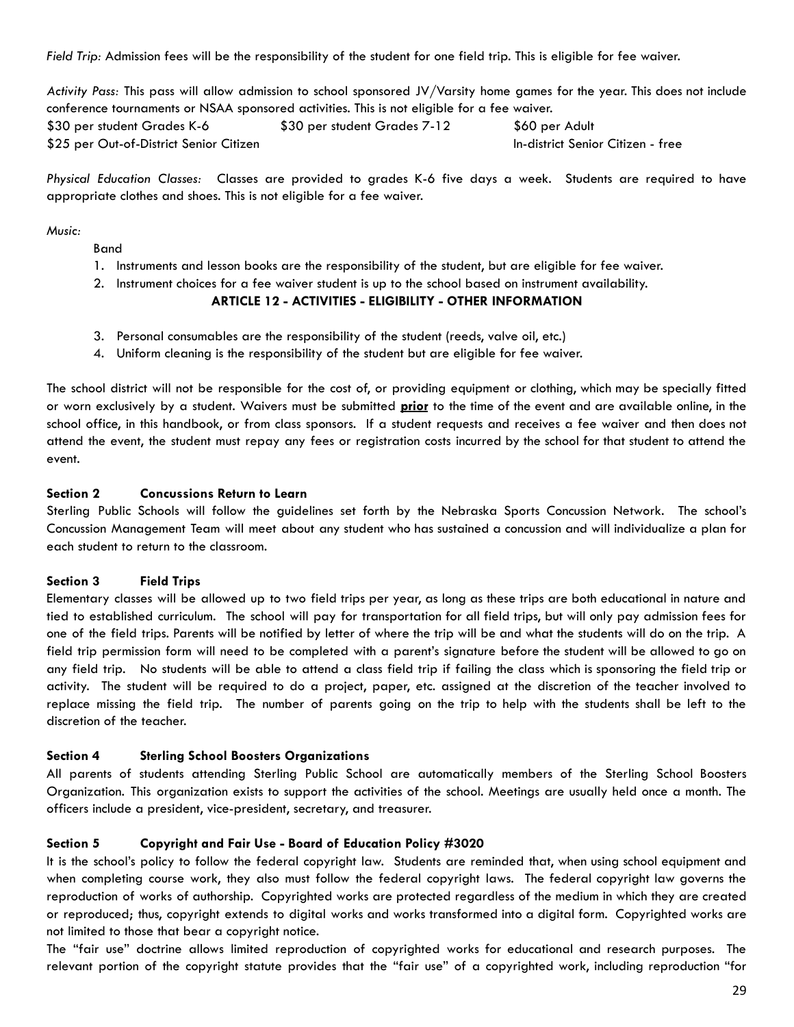*Field Trip:* Admission fees will be the responsibility of the student for one field trip. This is eligible for fee waiver.

*Activity Pass:* This pass will allow admission to school sponsored JV/Varsity home games for the year. This does not include conference tournaments or NSAA sponsored activities. This is not eligible for a fee waiver.

$30 per student Grades K-6 $30 per student Grades 7-12 $60 per Adult
$25 per Out-of-District Senior Citizen In-district Senior Citizen - free

*Physical Education Classes:* Classes are provided to grades K-6 five days a week. Students are required to have appropriate clothes and shoes. This is not eligible for a fee waiver.

*Music:*

Band

1. Instruments and lesson books are the responsibility of the student, but are eligible for fee waiver.
2. Instrument choices for a fee waiver student is up to the school based on instrument availability.

**ARTICLE 12 - ACTIVITIES - ELIGIBILITY - OTHER INFORMATION**

3. Personal consumables are the responsibility of the student (reeds, valve oil, etc.)
4. Uniform cleaning is the responsibility of the student but are eligible for fee waiver.

The school district will not be responsible for the cost of, or providing equipment or clothing, which may be specially fitted or worn exclusively by a student. Waivers must be submitted **prior** to the time of the event and are available online, in the school office, in this handbook, or from class sponsors. If a student requests and receives a fee waiver and then does not attend the event, the student must repay any fees or registration costs incurred by the school for that student to attend the event.

### Section 2 Concussions Return to Learn

Sterling Public Schools will follow the guidelines set forth by the Nebraska Sports Concussion Network. The school's Concussion Management Team will meet about any student who has sustained a concussion and will individualize a plan for each student to return to the classroom.

### Section 3 Field Trips

Elementary classes will be allowed up to two field trips per year, as long as these trips are both educational in nature and tied to established curriculum. The school will pay for transportation for all field trips, but will only pay admission fees for one of the field trips. Parents will be notified by letter of where the trip will be and what the students will do on the trip. A field trip permission form will need to be completed with a parent's signature before the student will be allowed to go on any field trip. No students will be able to attend a class field trip if failing the class which is sponsoring the field trip or activity. The student will be required to do a project, paper, etc. assigned at the discretion of the teacher involved to replace missing the field trip. The number of parents going on the trip to help with the students shall be left to the discretion of the teacher.

### Section 4 Sterling School Boosters Organizations

All parents of students attending Sterling Public School are automatically members of the Sterling School Boosters Organization. This organization exists to support the activities of the school. Meetings are usually held once a month. The officers include a president, vice-president, secretary, and treasurer.

### Section 5 Copyright and Fair Use - Board of Education Policy #3020

It is the school's policy to follow the federal copyright law. Students are reminded that, when using school equipment and when completing course work, they also must follow the federal copyright laws. The federal copyright law governs the reproduction of works of authorship. Copyrighted works are protected regardless of the medium in which they are created or reproduced; thus, copyright extends to digital works and works transformed into a digital form. Copyrighted works are not limited to those that bear a copyright notice.

The "fair use" doctrine allows limited reproduction of copyrighted works for educational and research purposes. The relevant portion of the copyright statute provides that the "fair use" of a copyrighted work, including reproduction "for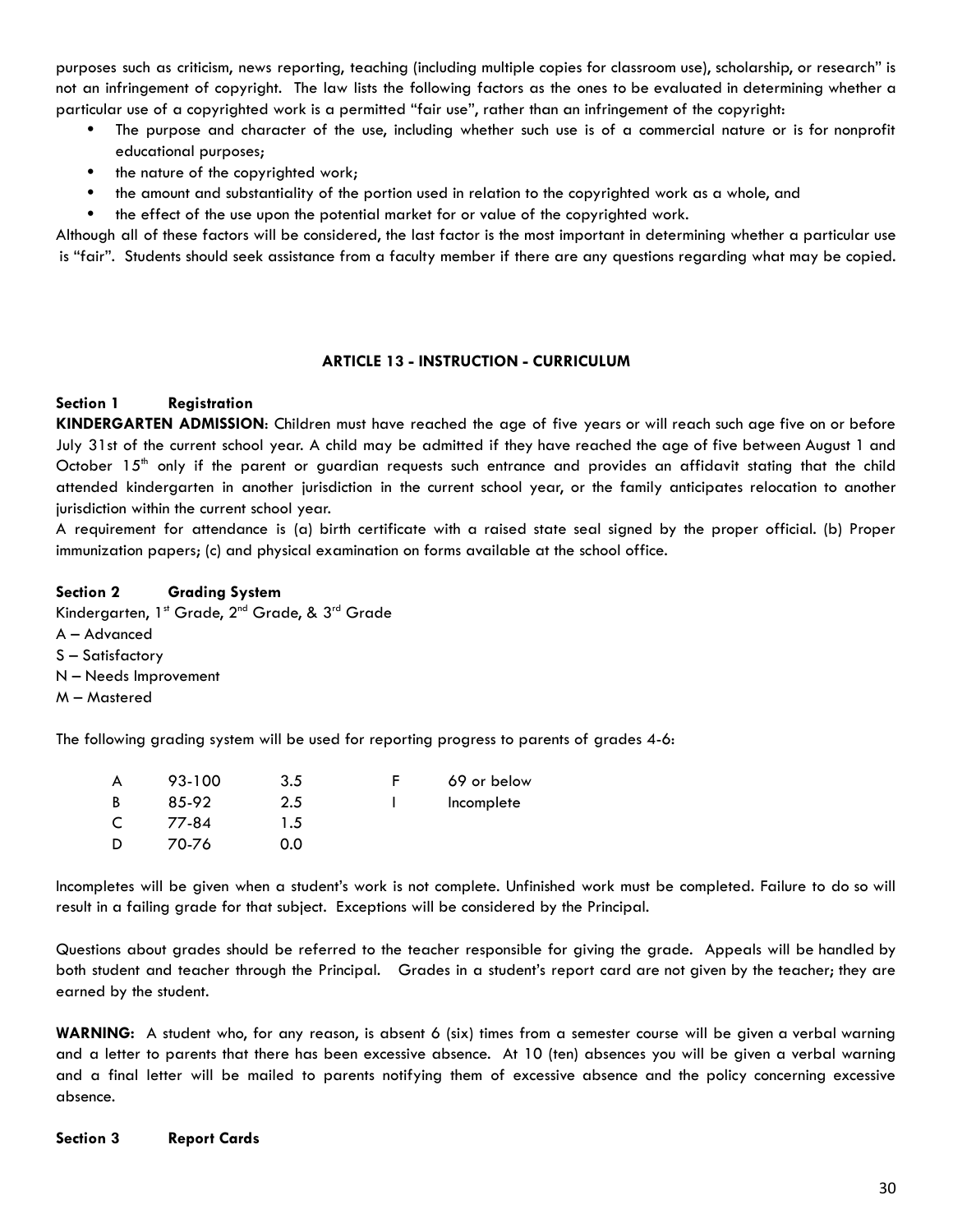purposes such as criticism, news reporting, teaching (including multiple copies for classroom use), scholarship, or research" is not an infringement of copyright. The law lists the following factors as the ones to be evaluated in determining whether a particular use of a copyrighted work is a permitted "fair use", rather than an infringement of the copyright:

- The purpose and character of the use, including whether such use is of a commercial nature or is for nonprofit educational purposes;
- the nature of the copyrighted work;
- the amount and substantiality of the portion used in relation to the copyrighted work as a whole, and
- the effect of the use upon the potential market for or value of the copyrighted work.

Although all of these factors will be considered, the last factor is the most important in determining whether a particular use is "fair". Students should seek assistance from a faculty member if there are any questions regarding what may be copied.

## ARTICLE 13 - INSTRUCTION - CURRICULUM

### Section 1 Registration

**KINDERGARTEN ADMISSION**: Children must have reached the age of five years or will reach such age five on or before July 31st of the current school year. A child may be admitted if they have reached the age of five between August 1 and October 15th only if the parent or guardian requests such entrance and provides an affidavit stating that the child attended kindergarten in another jurisdiction in the current school year, or the family anticipates relocation to another jurisdiction within the current school year.

A requirement for attendance is (a) birth certificate with a raised state seal signed by the proper official. (b) Proper immunization papers; (c) and physical examination on forms available at the school office.

### Section 2 Grading System

Kindergarten, 1st Grade, 2nd Grade, & 3rd Grade

A – Advanced
S – Satisfactory
N – Needs Improvement
M – Mastered

The following grading system will be used for reporting progress to parents of grades 4-6:

| | | | | |
|---|---|---|---|---|
| A | 93-100 | 3.5 | F | 69 or below |
| B | 85-92 | 2.5 | I | Incomplete |
| C | 77-84 | 1.5 | | |
| D | 70-76 | 0.0 | | |

Incompletes will be given when a student's work is not complete. Unfinished work must be completed. Failure to do so will result in a failing grade for that subject. Exceptions will be considered by the Principal.

Questions about grades should be referred to the teacher responsible for giving the grade. Appeals will be handled by both student and teacher through the Principal. Grades in a student's report card are not given by the teacher; they are earned by the student.

**WARNING:** A student who, for any reason, is absent 6 (six) times from a semester course will be given a verbal warning and a letter to parents that there has been excessive absence. At 10 (ten) absences you will be given a verbal warning and a final letter will be mailed to parents notifying them of excessive absence and the policy concerning excessive absence.

### Section 3 Report Cards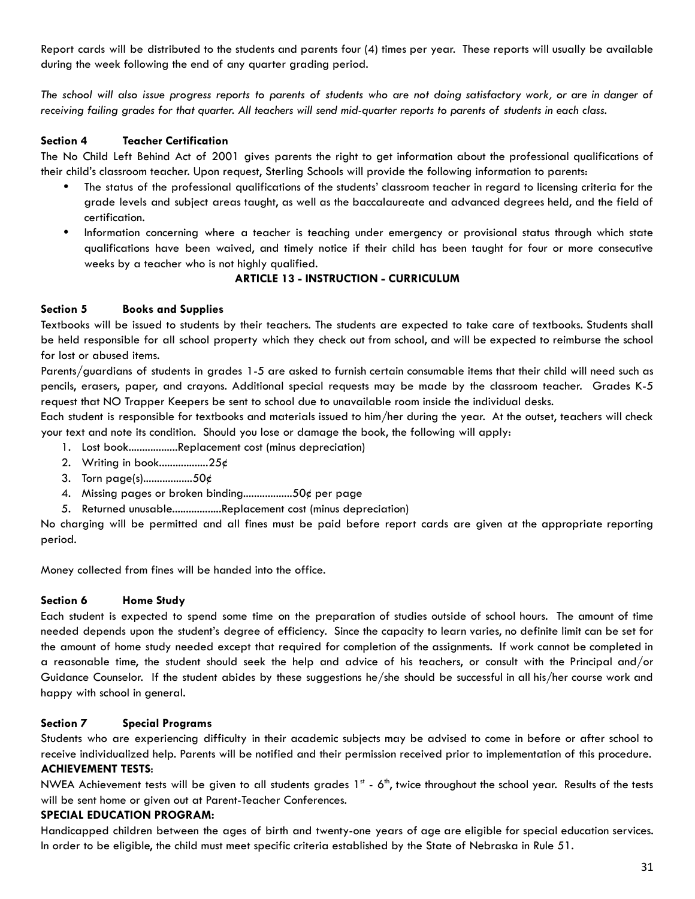Report cards will be distributed to the students and parents four (4) times per year. These reports will usually be available during the week following the end of any quarter grading period.

*The school will also issue progress reports to parents of students who are not doing satisfactory work, or are in danger of receiving failing grades for that quarter. All teachers will send mid-quarter reports to parents of students in each class.*

**Section 4 Teacher Certification**

The No Child Left Behind Act of 2001 gives parents the right to get information about the professional qualifications of their child's classroom teacher. Upon request, Sterling Schools will provide the following information to parents:

- The status of the professional qualifications of the students' classroom teacher in regard to licensing criteria for the grade levels and subject areas taught, as well as the baccalaureate and advanced degrees held, and the field of certification.
- Information concerning where a teacher is teaching under emergency or provisional status through which state qualifications have been waived, and timely notice if their child has been taught for four or more consecutive weeks by a teacher who is not highly qualified.

**ARTICLE 13 - INSTRUCTION - CURRICULUM**

**Section 5 Books and Supplies**

Textbooks will be issued to students by their teachers. The students are expected to take care of textbooks. Students shall be held responsible for all school property which they check out from school, and will be expected to reimburse the school for lost or abused items.

Parents/guardians of students in grades 1-5 are asked to furnish certain consumable items that their child will need such as pencils, erasers, paper, and crayons. Additional special requests may be made by the classroom teacher. Grades K-5 request that NO Trapper Keepers be sent to school due to unavailable room inside the individual desks.

Each student is responsible for textbooks and materials issued to him/her during the year. At the outset, teachers will check your text and note its condition. Should you lose or damage the book, the following will apply:

1. Lost book..................Replacement cost (minus depreciation)
2. Writing in book..................25¢
3. Torn page(s)..................50¢
4. Missing pages or broken binding..................50¢ per page
5. Returned unusable..................Replacement cost (minus depreciation)

No charging will be permitted and all fines must be paid before report cards are given at the appropriate reporting period.

Money collected from fines will be handed into the office.

**Section 6 Home Study**

Each student is expected to spend some time on the preparation of studies outside of school hours. The amount of time needed depends upon the student's degree of efficiency. Since the capacity to learn varies, no definite limit can be set for the amount of home study needed except that required for completion of the assignments. If work cannot be completed in a reasonable time, the student should seek the help and advice of his teachers, or consult with the Principal and/or Guidance Counselor. If the student abides by these suggestions he/she should be successful in all his/her course work and happy with school in general.

**Section 7 Special Programs**

Students who are experiencing difficulty in their academic subjects may be advised to come in before or after school to receive individualized help. Parents will be notified and their permission received prior to implementation of this procedure.

**ACHIEVEMENT TESTS**:

NWEA Achievement tests will be given to all students grades 1st - 6th, twice throughout the school year. Results of the tests will be sent home or given out at Parent-Teacher Conferences.

**SPECIAL EDUCATION PROGRAM:**

Handicapped children between the ages of birth and twenty-one years of age are eligible for special education services. In order to be eligible, the child must meet specific criteria established by the State of Nebraska in Rule 51.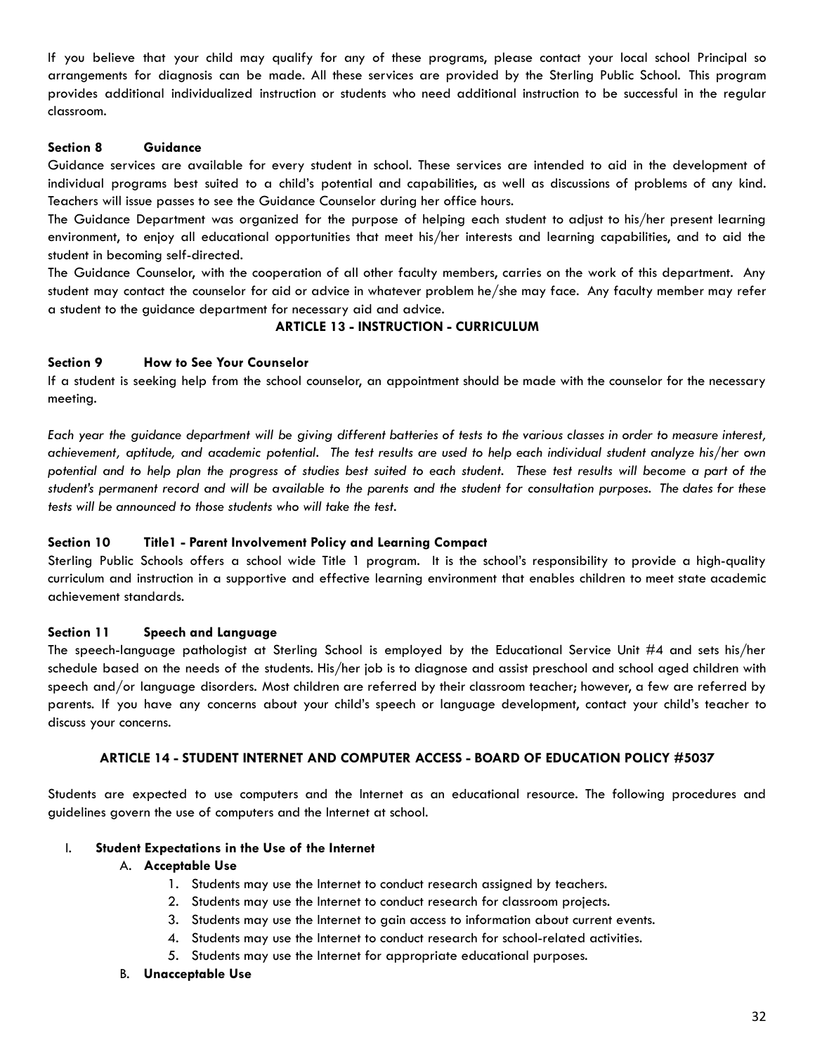If you believe that your child may qualify for any of these programs, please contact your local school Principal so arrangements for diagnosis can be made. All these services are provided by the Sterling Public School. This program provides additional individualized instruction or students who need additional instruction to be successful in the regular classroom.

**Section 8 Guidance**

Guidance services are available for every student in school. These services are intended to aid in the development of individual programs best suited to a child's potential and capabilities, as well as discussions of problems of any kind. Teachers will issue passes to see the Guidance Counselor during her office hours.

The Guidance Department was organized for the purpose of helping each student to adjust to his/her present learning environment, to enjoy all educational opportunities that meet his/her interests and learning capabilities, and to aid the student in becoming self-directed.

The Guidance Counselor, with the cooperation of all other faculty members, carries on the work of this department. Any student may contact the counselor for aid or advice in whatever problem he/she may face. Any faculty member may refer a student to the guidance department for necessary aid and advice.

## ARTICLE 13 - INSTRUCTION - CURRICULUM

**Section 9 How to See Your Counselor**

If a student is seeking help from the school counselor, an appointment should be made with the counselor for the necessary meeting.

*Each year the guidance department will be giving different batteries of tests to the various classes in order to measure interest, achievement, aptitude, and academic potential. The test results are used to help each individual student analyze his/her own potential and to help plan the progress of studies best suited to each student. These test results will become a part of the student's permanent record and will be available to the parents and the student for consultation purposes. The dates for these tests will be announced to those students who will take the test.*

**Section 10 Title1 - Parent Involvement Policy and Learning Compact**

Sterling Public Schools offers a school wide Title 1 program. It is the school's responsibility to provide a high-quality curriculum and instruction in a supportive and effective learning environment that enables children to meet state academic achievement standards.

**Section 11 Speech and Language**

The speech-language pathologist at Sterling School is employed by the Educational Service Unit #4 and sets his/her schedule based on the needs of the students. His/her job is to diagnose and assist preschool and school aged children with speech and/or language disorders. Most children are referred by their classroom teacher; however, a few are referred by parents. If you have any concerns about your child's speech or language development, contact your child's teacher to discuss your concerns.

## ARTICLE 14 - STUDENT INTERNET AND COMPUTER ACCESS - BOARD OF EDUCATION POLICY #5037

Students are expected to use computers and the Internet as an educational resource. The following procedures and guidelines govern the use of computers and the Internet at school.

I. **Student Expectations in the Use of the Internet**
   
   A. **Acceptable Use**
      1. Students may use the Internet to conduct research assigned by teachers.
      2. Students may use the Internet to conduct research for classroom projects.
      3. Students may use the Internet to gain access to information about current events.
      4. Students may use the Internet to conduct research for school-related activities.
      5. Students may use the Internet for appropriate educational purposes.
   
   B. **Unacceptable Use**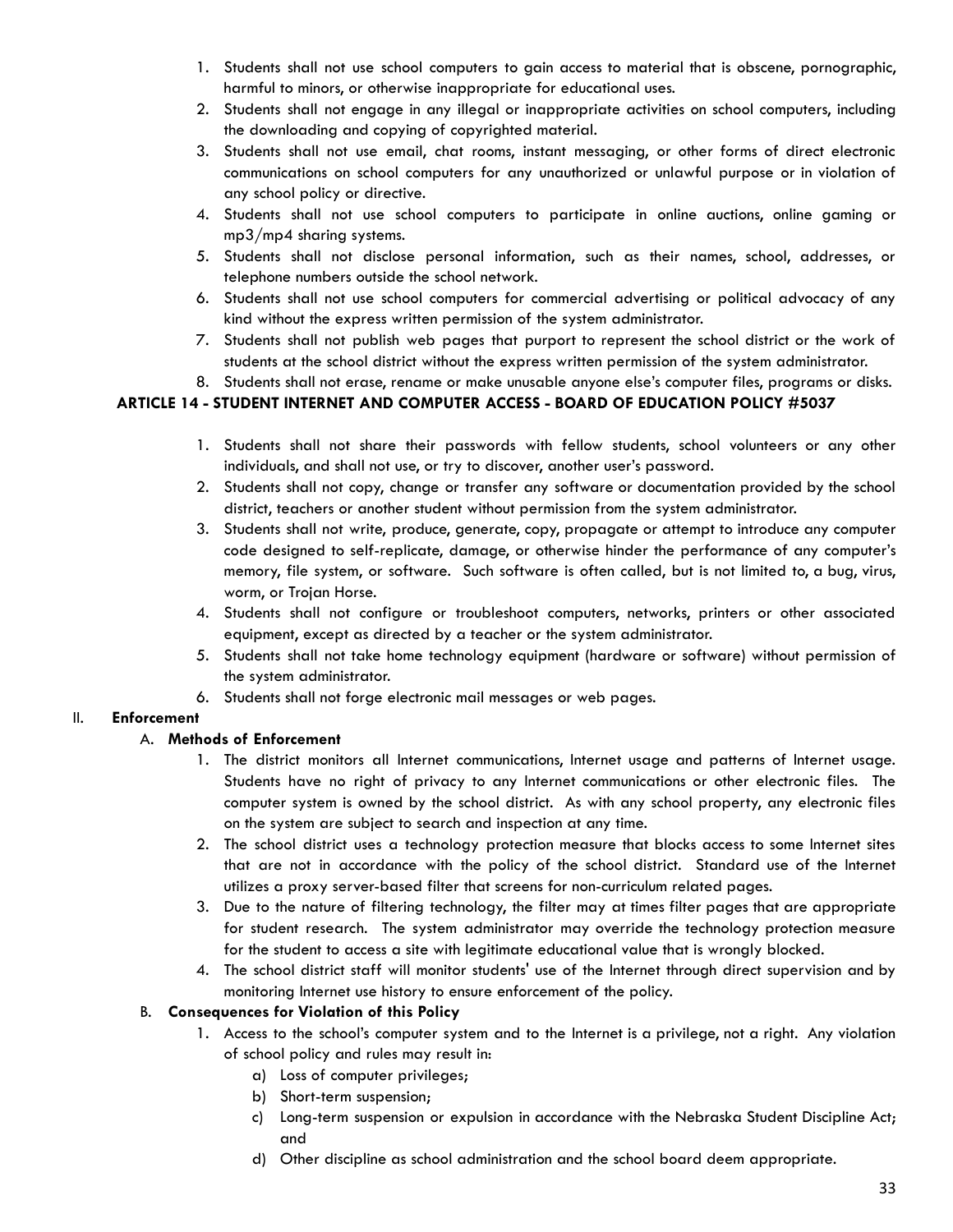1. Students shall not use school computers to gain access to material that is obscene, pornographic, harmful to minors, or otherwise inappropriate for educational uses.
2. Students shall not engage in any illegal or inappropriate activities on school computers, including the downloading and copying of copyrighted material.
3. Students shall not use email, chat rooms, instant messaging, or other forms of direct electronic communications on school computers for any unauthorized or unlawful purpose or in violation of any school policy or directive.
4. Students shall not use school computers to participate in online auctions, online gaming or mp3/mp4 sharing systems.
5. Students shall not disclose personal information, such as their names, school, addresses, or telephone numbers outside the school network.
6. Students shall not use school computers for commercial advertising or political advocacy of any kind without the express written permission of the system administrator.
7. Students shall not publish web pages that purport to represent the school district or the work of students at the school district without the express written permission of the system administrator.
8. Students shall not erase, rename or make unusable anyone else's computer files, programs or disks.

**ARTICLE 14 - STUDENT INTERNET AND COMPUTER ACCESS - BOARD OF EDUCATION POLICY #5037**

1. Students shall not share their passwords with fellow students, school volunteers or any other individuals, and shall not use, or try to discover, another user's password.
2. Students shall not copy, change or transfer any software or documentation provided by the school district, teachers or another student without permission from the system administrator.
3. Students shall not write, produce, generate, copy, propagate or attempt to introduce any computer code designed to self-replicate, damage, or otherwise hinder the performance of any computer's memory, file system, or software. Such software is often called, but is not limited to, a bug, virus, worm, or Trojan Horse.
4. Students shall not configure or troubleshoot computers, networks, printers or other associated equipment, except as directed by a teacher or the system administrator.
5. Students shall not take home technology equipment (hardware or software) without permission of the system administrator.
6. Students shall not forge electronic mail messages or web pages.

II. **Enforcement**

A. **Methods of Enforcement**

1. The district monitors all Internet communications, Internet usage and patterns of Internet usage. Students have no right of privacy to any Internet communications or other electronic files. The computer system is owned by the school district. As with any school property, any electronic files on the system are subject to search and inspection at any time.
2. The school district uses a technology protection measure that blocks access to some Internet sites that are not in accordance with the policy of the school district. Standard use of the Internet utilizes a proxy server-based filter that screens for non-curriculum related pages.
3. Due to the nature of filtering technology, the filter may at times filter pages that are appropriate for student research. The system administrator may override the technology protection measure for the student to access a site with legitimate educational value that is wrongly blocked.
4. The school district staff will monitor students' use of the Internet through direct supervision and by monitoring Internet use history to ensure enforcement of the policy.

B. **Consequences for Violation of this Policy**

1. Access to the school's computer system and to the Internet is a privilege, not a right. Any violation of school policy and rules may result in:
   a) Loss of computer privileges;
   b) Short-term suspension;
   c) Long-term suspension or expulsion in accordance with the Nebraska Student Discipline Act; and
   d) Other discipline as school administration and the school board deem appropriate.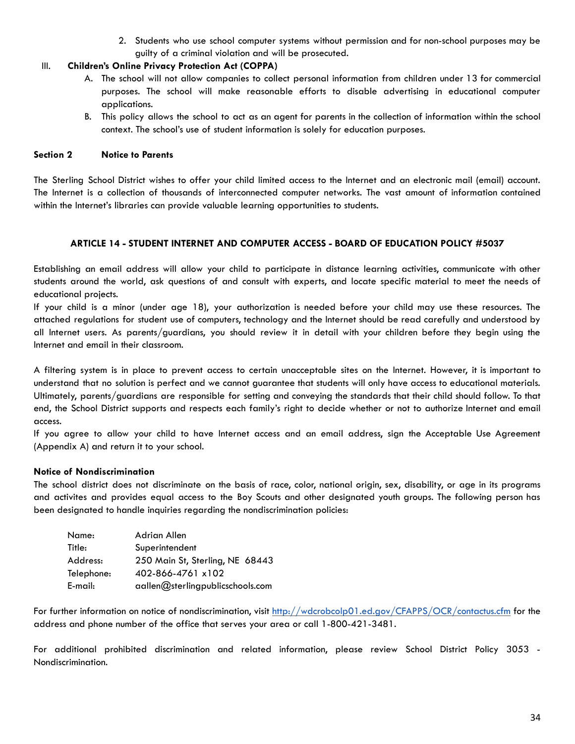2. Students who use school computer systems without permission and for non-school purposes may be guilty of a criminal violation and will be prosecuted.

III. **Children's Online Privacy Protection Act (COPPA)**

A. The school will not allow companies to collect personal information from children under 13 for commercial purposes. The school will make reasonable efforts to disable advertising in educational computer applications.

B. This policy allows the school to act as an agent for parents in the collection of information within the school context. The school's use of student information is solely for education purposes.

**Section 2 Notice to Parents**

The Sterling School District wishes to offer your child limited access to the Internet and an electronic mail (email) account. The Internet is a collection of thousands of interconnected computer networks. The vast amount of information contained within the Internet's libraries can provide valuable learning opportunities to students.

## ARTICLE 14 - STUDENT INTERNET AND COMPUTER ACCESS - BOARD OF EDUCATION POLICY #5037

Establishing an email address will allow your child to participate in distance learning activities, communicate with other students around the world, ask questions of and consult with experts, and locate specific material to meet the needs of educational projects.

If your child is a minor (under age 18), your authorization is needed before your child may use these resources. The attached regulations for student use of computers, technology and the Internet should be read carefully and understood by all Internet users. As parents/guardians, you should review it in detail with your children before they begin using the Internet and email in their classroom.

A filtering system is in place to prevent access to certain unacceptable sites on the Internet. However, it is important to understand that no solution is perfect and we cannot guarantee that students will only have access to educational materials. Ultimately, parents/guardians are responsible for setting and conveying the standards that their child should follow. To that end, the School District supports and respects each family's right to decide whether or not to authorize Internet and email access.

If you agree to allow your child to have Internet access and an email address, sign the Acceptable Use Agreement (Appendix A) and return it to your school.

**Notice of Nondiscrimination**

The school district does not discriminate on the basis of race, color, national origin, sex, disability, or age in its programs and activites and provides equal access to the Boy Scouts and other designated youth groups. The following person has been designated to handle inquiries regarding the nondiscrimination policies:

| | |
|---|---|
| Name: | Adrian Allen |
| Title: | Superintendent |
| Address: | 250 Main St, Sterling, NE 68443 |
| Telephone: | 402-866-4761 x102 |
| E-mail: | aallen@sterlingpublicschools.com |

For further information on notice of nondiscrimination, visit http://wdcrobcolp01.ed.gov/CFAPPS/OCR/contactus.cfm for the address and phone number of the office that serves your area or call 1-800-421-3481.

For additional prohibited discrimination and related information, please review School District Policy 3053 - Nondiscrimination.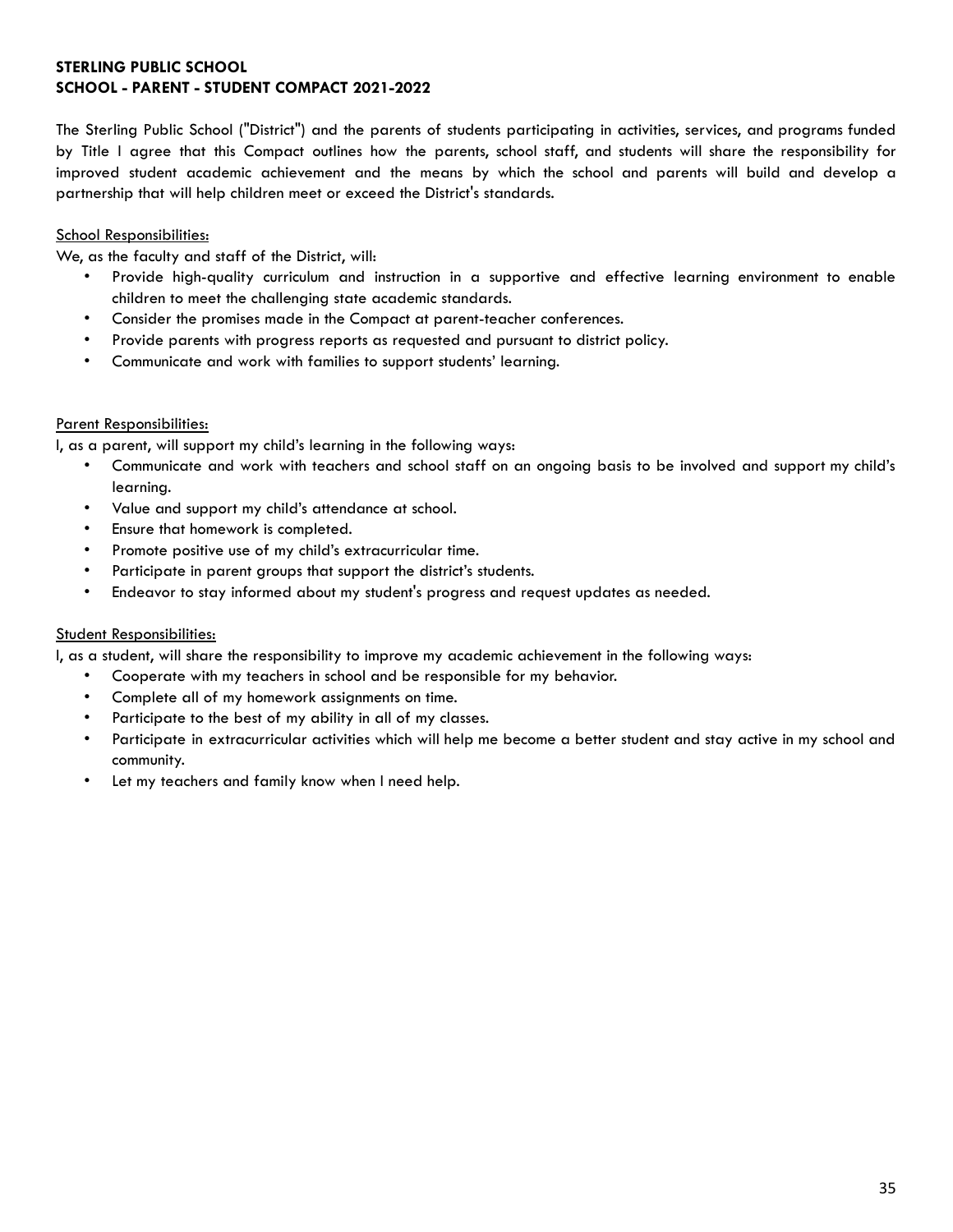**STERLING PUBLIC SCHOOL**
**SCHOOL - PARENT - STUDENT COMPACT 2021-2022**

The Sterling Public School ("District") and the parents of students participating in activities, services, and programs funded by Title I agree that this Compact outlines how the parents, school staff, and students will share the responsibility for improved student academic achievement and the means by which the school and parents will build and develop a partnership that will help children meet or exceed the District's standards.

<u>School Responsibilities:</u>

We, as the faculty and staff of the District, will:

- Provide high-quality curriculum and instruction in a supportive and effective learning environment to enable children to meet the challenging state academic standards.
- Consider the promises made in the Compact at parent-teacher conferences.
- Provide parents with progress reports as requested and pursuant to district policy.
- Communicate and work with families to support students' learning.

<u>Parent Responsibilities:</u>

I, as a parent, will support my child's learning in the following ways:

- Communicate and work with teachers and school staff on an ongoing basis to be involved and support my child's learning.
- Value and support my child's attendance at school.
- Ensure that homework is completed.
- Promote positive use of my child's extracurricular time.
- Participate in parent groups that support the district's students.
- Endeavor to stay informed about my student's progress and request updates as needed.

<u>Student Responsibilities:</u>

I, as a student, will share the responsibility to improve my academic achievement in the following ways:

- Cooperate with my teachers in school and be responsible for my behavior.
- Complete all of my homework assignments on time.
- Participate to the best of my ability in all of my classes.
- Participate in extracurricular activities which will help me become a better student and stay active in my school and community.
- Let my teachers and family know when I need help.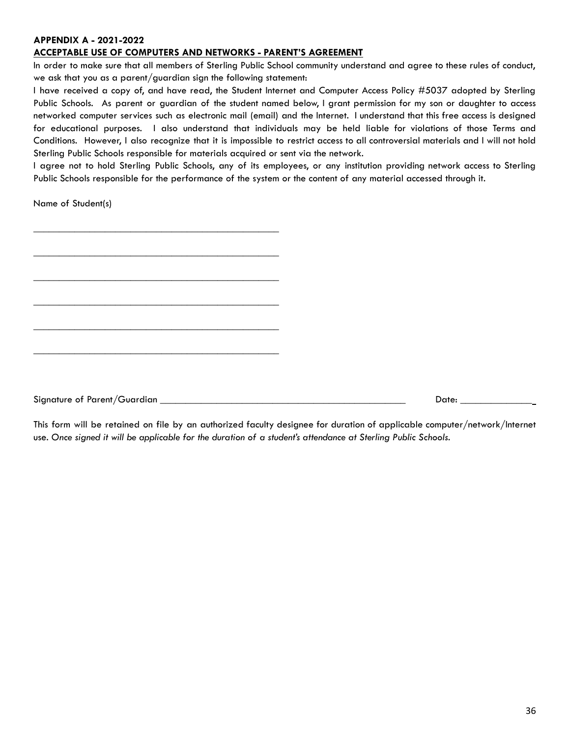**APPENDIX A - 2021-2022**

**ACCEPTABLE USE OF COMPUTERS AND NETWORKS - PARENT'S AGREEMENT**

In order to make sure that all members of Sterling Public School community understand and agree to these rules of conduct, we ask that you as a parent/guardian sign the following statement:

I have received a copy of, and have read, the Student Internet and Computer Access Policy #5037 adopted by Sterling Public Schools. As parent or guardian of the student named below, I grant permission for my son or daughter to access networked computer services such as electronic mail (email) and the Internet. I understand that this free access is designed for educational purposes. I also understand that individuals may be held liable for violations of those Terms and Conditions. However, I also recognize that it is impossible to restrict access to all controversial materials and I will not hold Sterling Public Schools responsible for materials acquired or sent via the network.

I agree not to hold Sterling Public Schools, any of its employees, or any institution providing network access to Sterling Public Schools responsible for the performance of the system or the content of any material accessed through it.

Name of Student(s)

_______________________________________________

_______________________________________________

_______________________________________________

_______________________________________________

_______________________________________________

_______________________________________________

Signature of Parent/Guardian _______________________________________________ Date: ______________

This form will be retained on file by an authorized faculty designee for duration of applicable computer/network/Internet use. *Once signed it will be applicable for the duration of a student's attendance at Sterling Public Schools.*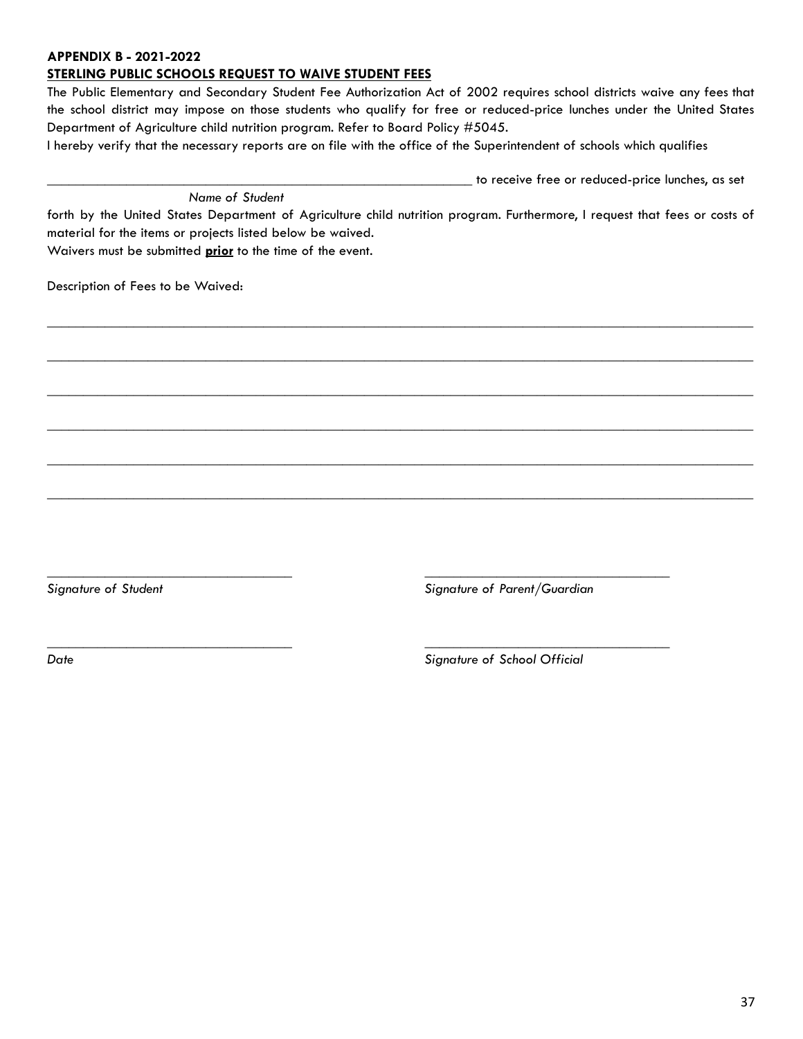**APPENDIX B - 2021-2022**

**STERLING PUBLIC SCHOOLS REQUEST TO WAIVE STUDENT FEES**

The Public Elementary and Secondary Student Fee Authorization Act of 2002 requires school districts waive any fees that the school district may impose on those students who qualify for free or reduced-price lunches under the United States Department of Agriculture child nutrition program. Refer to Board Policy #5045.

I hereby verify that the necessary reports are on file with the office of the Superintendent of schools which qualifies

_____________________________________________________________ to receive free or reduced-price lunches, as set
*Name of Student*

forth by the United States Department of Agriculture child nutrition program. Furthermore, I request that fees or costs of material for the items or projects listed below be waived.

Waivers must be submitted **prior** to the time of the event.

Description of Fees to be Waived:

___________________________________________________________________________________________

___________________________________________________________________________________________

___________________________________________________________________________________________

___________________________________________________________________________________________

___________________________________________________________________________________________

___________________________________________________________________________________________

__________________________________ __________________________________
*Signature of Student* *Signature of Parent/Guardian*

__________________________________ __________________________________
*Date* *Signature of School Official*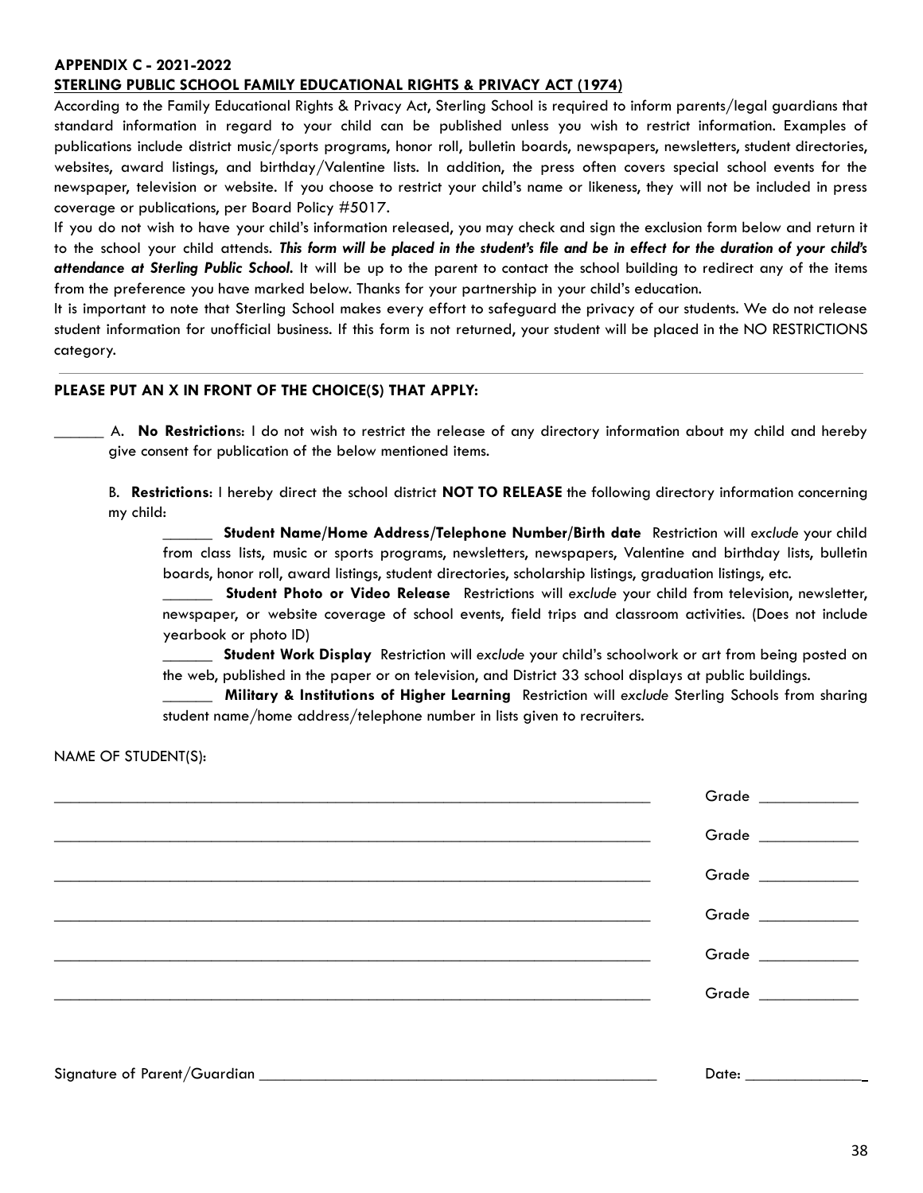**APPENDIX C - 2021-2022**

**STERLING PUBLIC SCHOOL FAMILY EDUCATIONAL RIGHTS & PRIVACY ACT (1974)**

According to the Family Educational Rights & Privacy Act, Sterling School is required to inform parents/legal guardians that standard information in regard to your child can be published unless you wish to restrict information. Examples of publications include district music/sports programs, honor roll, bulletin boards, newspapers, newsletters, student directories, websites, award listings, and birthday/Valentine lists. In addition, the press often covers special school events for the newspaper, television or website. If you choose to restrict your child's name or likeness, they will not be included in press coverage or publications, per Board Policy #5017.

If you do not wish to have your child's information released, you may check and sign the exclusion form below and return it to the school your child attends. ***This form will be placed in the student's file and be in effect for the duration of your child's attendance at Sterling Public School.*** It will be up to the parent to contact the school building to redirect any of the items from the preference you have marked below. Thanks for your partnership in your child's education.

It is important to note that Sterling School makes every effort to safeguard the privacy of our students. We do not release student information for unofficial business. If this form is not returned, your student will be placed in the NO RESTRICTIONS category.

---

**PLEASE PUT AN X IN FRONT OF THE CHOICE(S) THAT APPLY:**

______ A. **No Restriction**s: I do not wish to restrict the release of any directory information about my child and hereby give consent for publication of the below mentioned items.

B. **Restrictions**: I hereby direct the school district **NOT TO RELEASE** the following directory information concerning my child:

______ **Student Name/Home Address/Telephone Number/Birth date** Restriction will *exclude* your child from class lists, music or sports programs, newsletters, newspapers, Valentine and birthday lists, bulletin boards, honor roll, award listings, student directories, scholarship listings, graduation listings, etc.

______ **Student Photo or Video Release** Restrictions will *exclude* your child from television, newsletter, newspaper, or website coverage of school events, field trips and classroom activities. (Does not include yearbook or photo ID)

______ **Student Work Display** Restriction will *exclude* your child's schoolwork or art from being posted on the web, published in the paper or on television, and District 33 school displays at public buildings.

______ **Military & Institutions of Higher Learning** Restriction will *exclude* Sterling Schools from sharing student name/home address/telephone number in lists given to recruiters.

NAME OF STUDENT(S):

________________________________________________ Grade ____________

________________________________________________ Grade ____________

________________________________________________ Grade ____________

________________________________________________ Grade ____________

________________________________________________ Grade ____________

________________________________________________ Grade ____________

Signature of Parent/Guardian ________________________________________ Date: ______________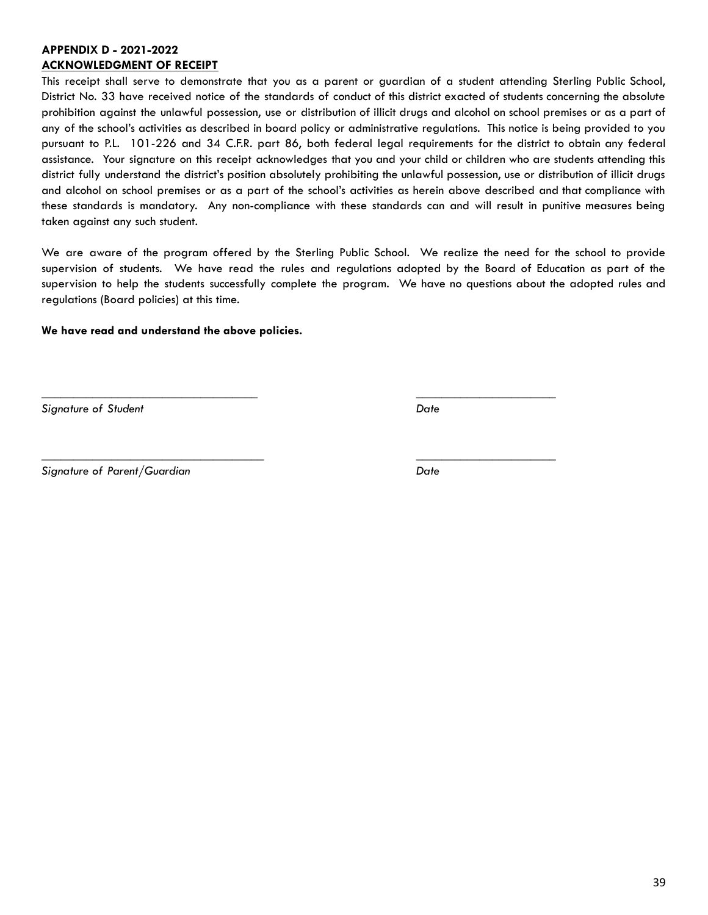**APPENDIX D - 2021-2022**
**ACKNOWLEDGMENT OF RECEIPT**

This receipt shall serve to demonstrate that you as a parent or guardian of a student attending Sterling Public School, District No. 33 have received notice of the standards of conduct of this district exacted of students concerning the absolute prohibition against the unlawful possession, use or distribution of illicit drugs and alcohol on school premises or as a part of any of the school's activities as described in board policy or administrative regulations. This notice is being provided to you pursuant to P.L. 101-226 and 34 C.F.R. part 86, both federal legal requirements for the district to obtain any federal assistance. Your signature on this receipt acknowledges that you and your child or children who are students attending this district fully understand the district's position absolutely prohibiting the unlawful possession, use or distribution of illicit drugs and alcohol on school premises or as a part of the school's activities as herein above described and that compliance with these standards is mandatory. Any non-compliance with these standards can and will result in punitive measures being taken against any such student.

We are aware of the program offered by the Sterling Public School. We realize the need for the school to provide supervision of students. We have read the rules and regulations adopted by the Board of Education as part of the supervision to help the students successfully complete the program. We have no questions about the adopted rules and regulations (Board policies) at this time.

**We have read and understand the above policies.**

___________________________________ ______________________

*Signature of Student* *Date*

____________________________________ ______________________

*Signature of Parent/Guardian* *Date*